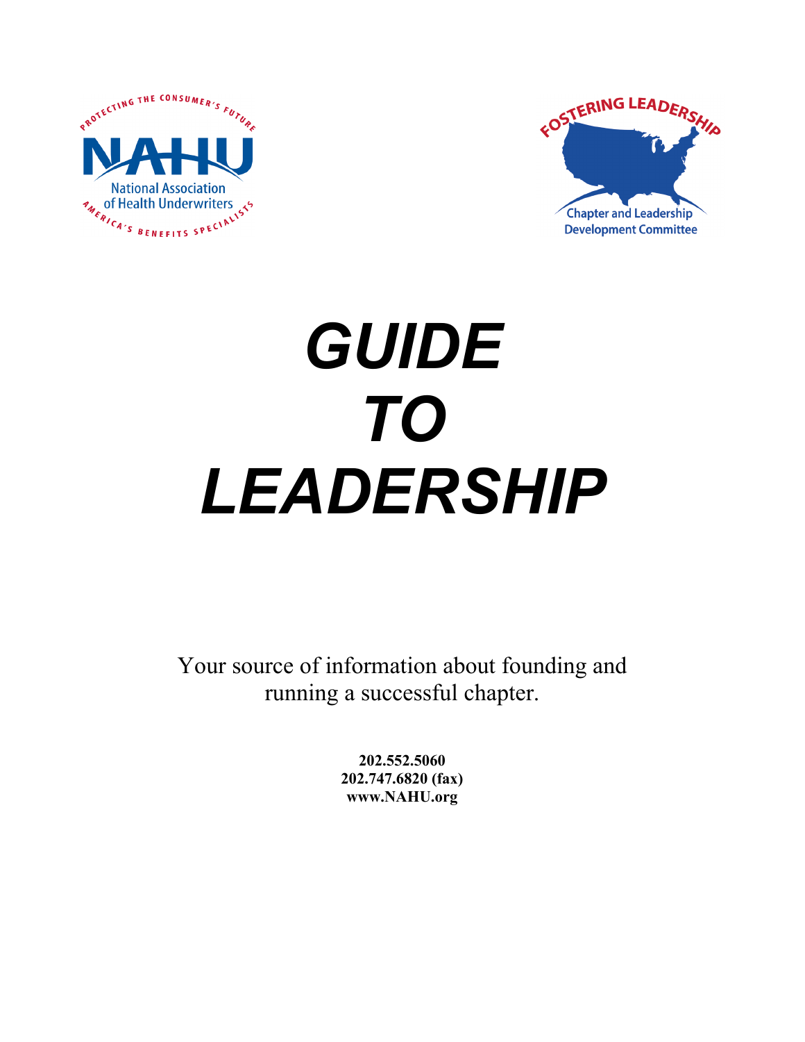# GUIDE TO LEADERSHIP

Your source of information about founding and running a successful chapter.

**202.552.5060**
**202.747.6820 (fax)**
**www.NAHU.org**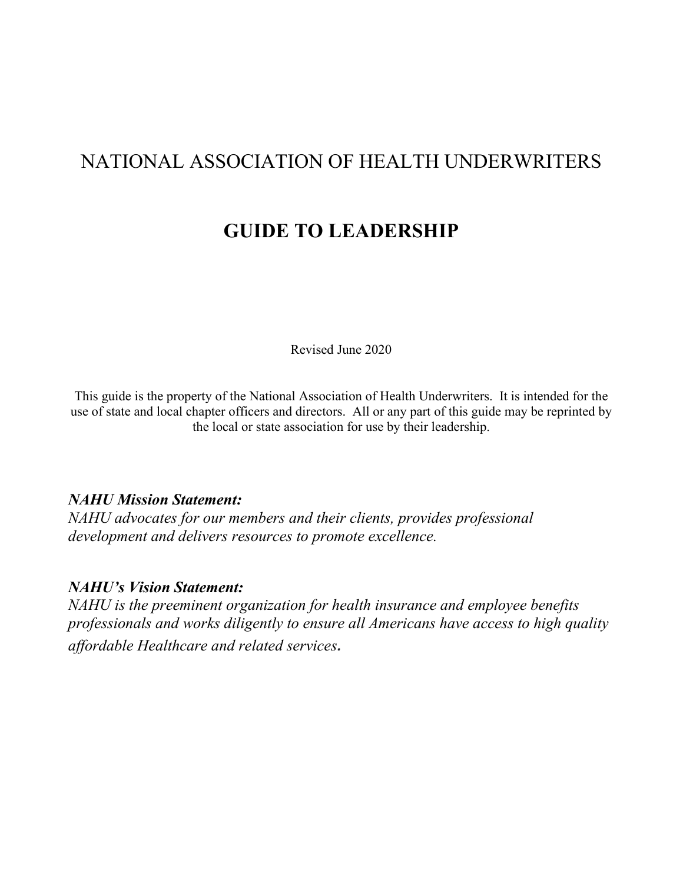# NATIONAL ASSOCIATION OF HEALTH UNDERWRITERS

# GUIDE TO LEADERSHIP

Revised June 2020

This guide is the property of the National Association of Health Underwriters. It is intended for the use of state and local chapter officers and directors. All or any part of this guide may be reprinted by the local or state association for use by their leadership.

***NAHU Mission Statement:***
*NAHU advocates for our members and their clients, provides professional development and delivers resources to promote excellence.*

***NAHU's Vision Statement:***
*NAHU is the preeminent organization for health insurance and employee benefits professionals and works diligently to ensure all Americans have access to high quality affordable Healthcare and related services.*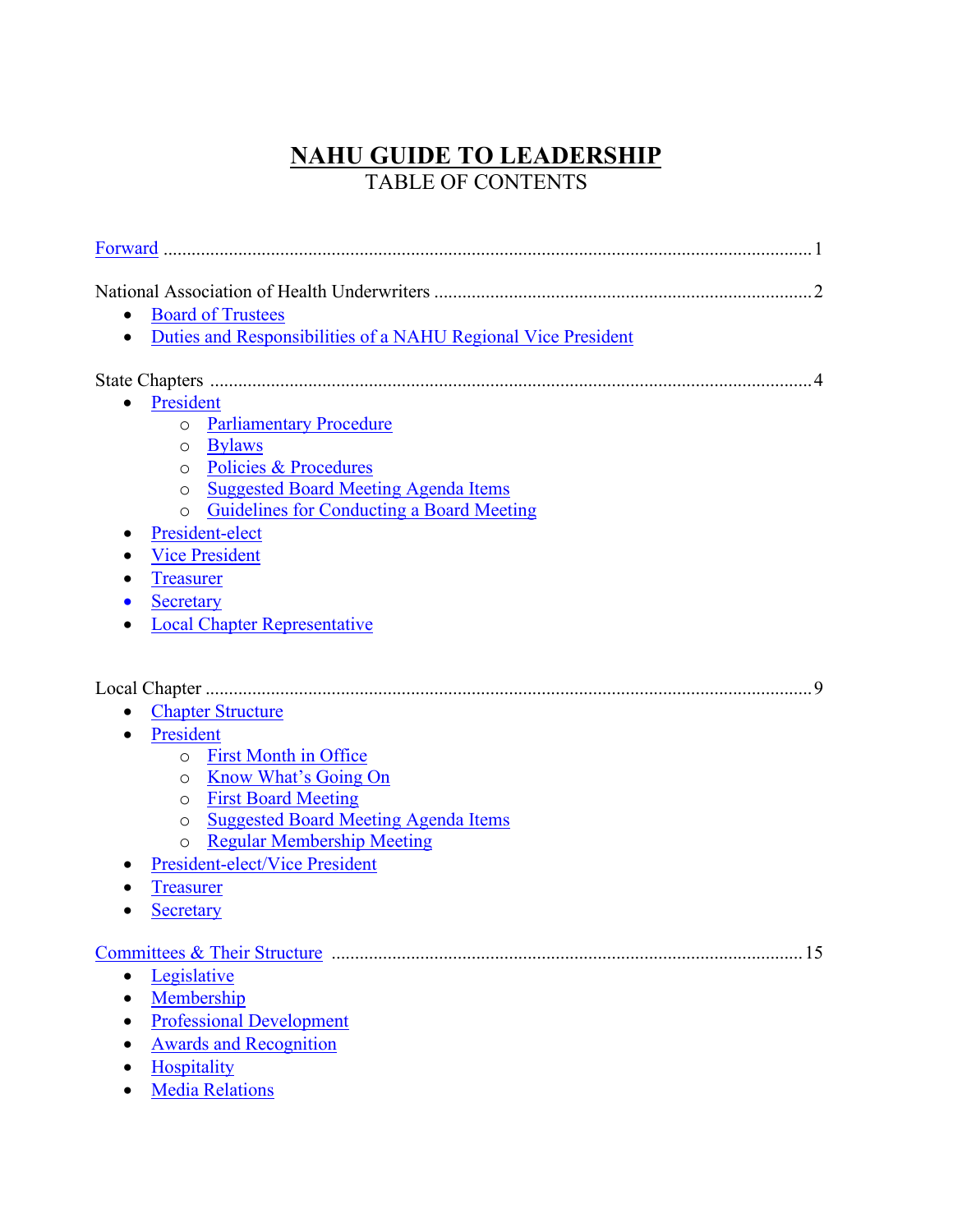# NAHU GUIDE TO LEADERSHIP

TABLE OF CONTENTS

Forward ........................................................................................................................................ 1

National Association of Health Underwriters ............................................................................... 2

- Board of Trustees
- Duties and Responsibilities of a NAHU Regional Vice President

State Chapters ............................................................................................................................... 4

- President
  - Parliamentary Procedure
  - Bylaws
  - Policies & Procedures
  - Suggested Board Meeting Agenda Items
  - Guidelines for Conducting a Board Meeting
- President-elect
- Vice President
- Treasurer
- Secretary
- Local Chapter Representative

Local Chapter ............................................................................................................................... 9

- Chapter Structure
- President
  - First Month in Office
  - Know What's Going On
  - First Board Meeting
  - Suggested Board Meeting Agenda Items
  - Regular Membership Meeting
- President-elect/Vice President
- Treasurer
- Secretary

Committees & Their Structure .................................................................................................... 15

- Legislative
- Membership
- Professional Development
- Awards and Recognition
- Hospitality
- Media Relations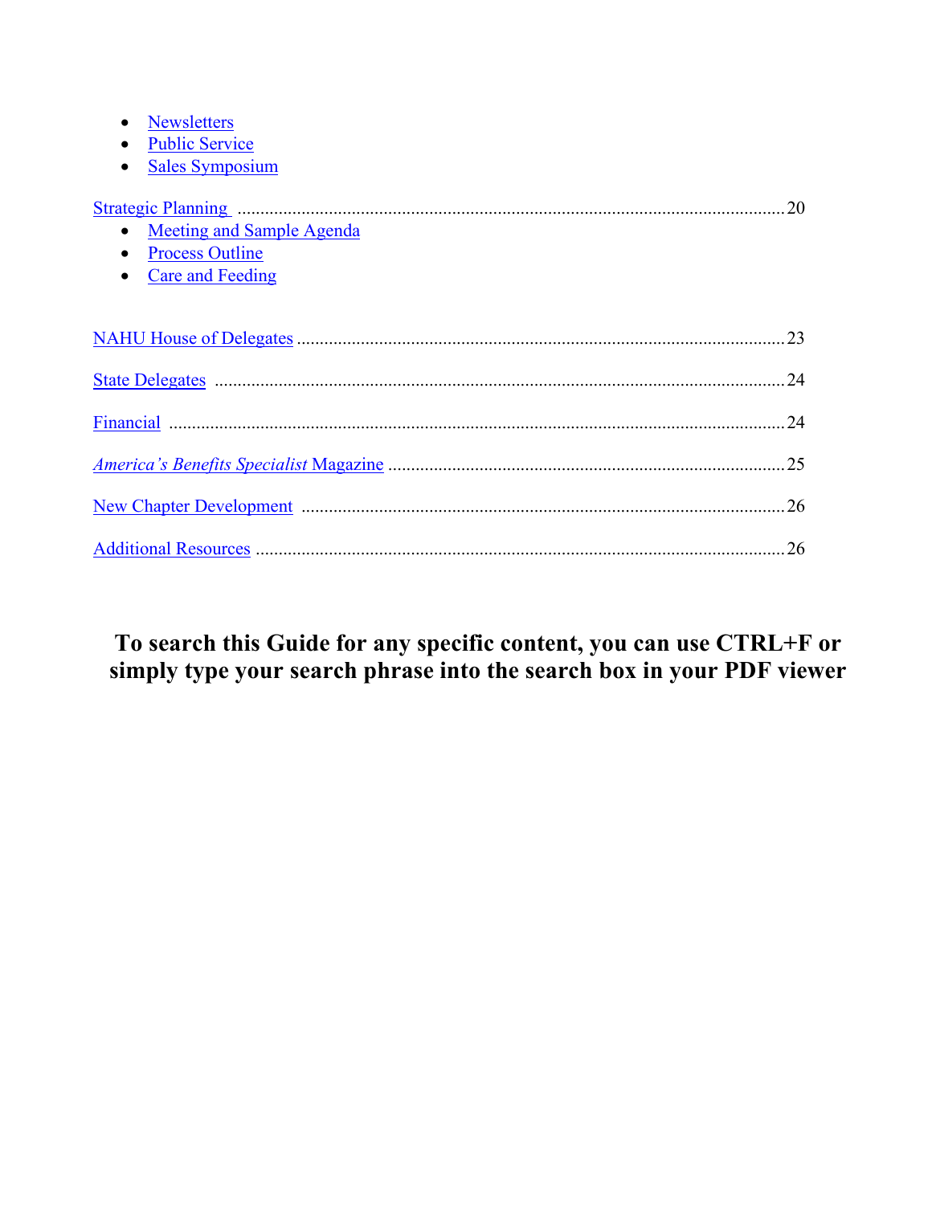- Newsletters
- Public Service
- Sales Symposium

Strategic Planning ........................................................................................................20

- Meeting and Sample Agenda
- Process Outline
- Care and Feeding

NAHU House of Delegates ..........................................................................................23

State Delegates ............................................................................................................24

Financial .......................................................................................................................24

*America's Benefits Specialist* Magazine ......................................................................25

New Chapter Development .........................................................................................26

Additional Resources ...................................................................................................26

**To search this Guide for any specific content, you can use CTRL+F or simply type your search phrase into the search box in your PDF viewer**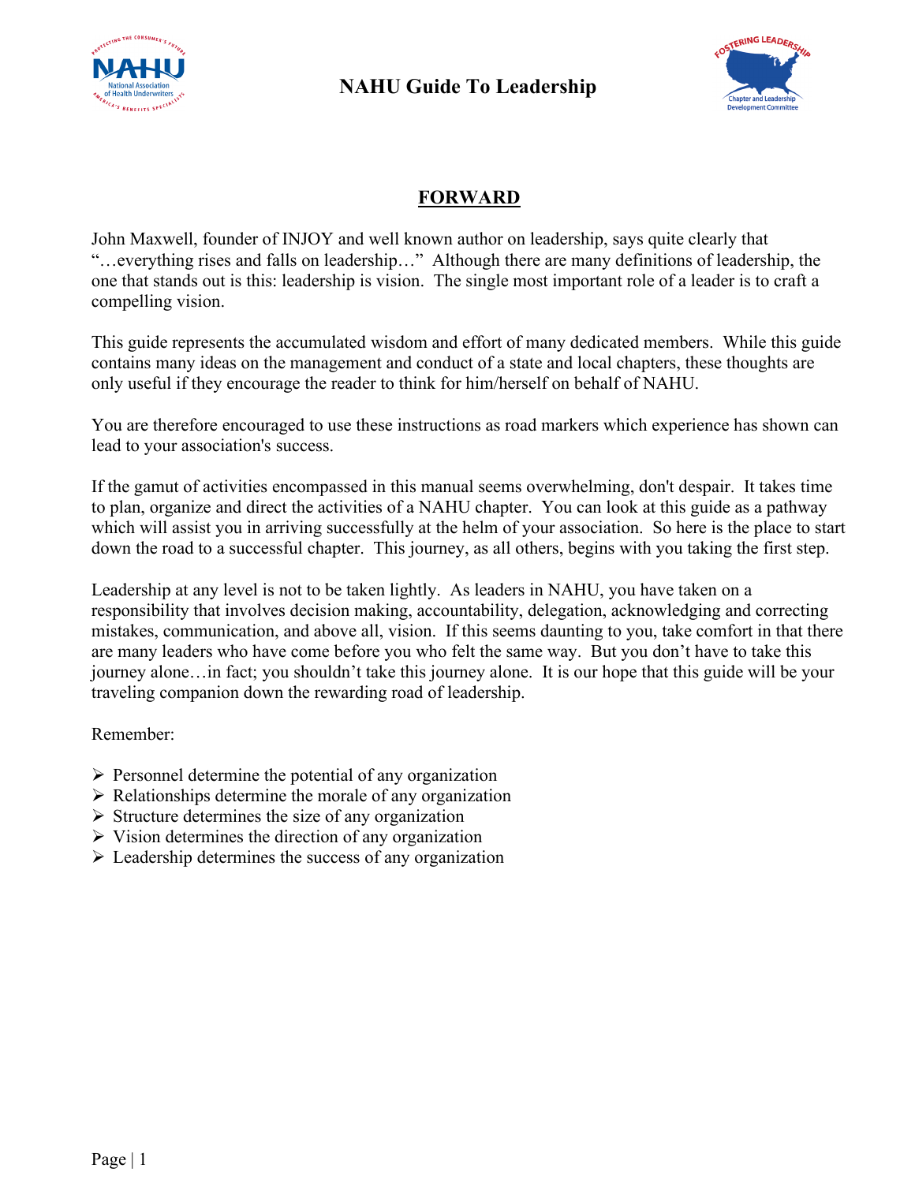## FORWARD

John Maxwell, founder of INJOY and well known author on leadership, says quite clearly that "…everything rises and falls on leadership…" Although there are many definitions of leadership, the one that stands out is this: leadership is vision. The single most important role of a leader is to craft a compelling vision.

This guide represents the accumulated wisdom and effort of many dedicated members. While this guide contains many ideas on the management and conduct of a state and local chapters, these thoughts are only useful if they encourage the reader to think for him/herself on behalf of NAHU.

You are therefore encouraged to use these instructions as road markers which experience has shown can lead to your association's success.

If the gamut of activities encompassed in this manual seems overwhelming, don't despair. It takes time to plan, organize and direct the activities of a NAHU chapter. You can look at this guide as a pathway which will assist you in arriving successfully at the helm of your association. So here is the place to start down the road to a successful chapter. This journey, as all others, begins with you taking the first step.

Leadership at any level is not to be taken lightly. As leaders in NAHU, you have taken on a responsibility that involves decision making, accountability, delegation, acknowledging and correcting mistakes, communication, and above all, vision. If this seems daunting to you, take comfort in that there are many leaders who have come before you who felt the same way. But you don't have to take this journey alone…in fact; you shouldn't take this journey alone. It is our hope that this guide will be your traveling companion down the rewarding road of leadership.

Remember:

- Personnel determine the potential of any organization
- Relationships determine the morale of any organization
- Structure determines the size of any organization
- Vision determines the direction of any organization
- Leadership determines the success of any organization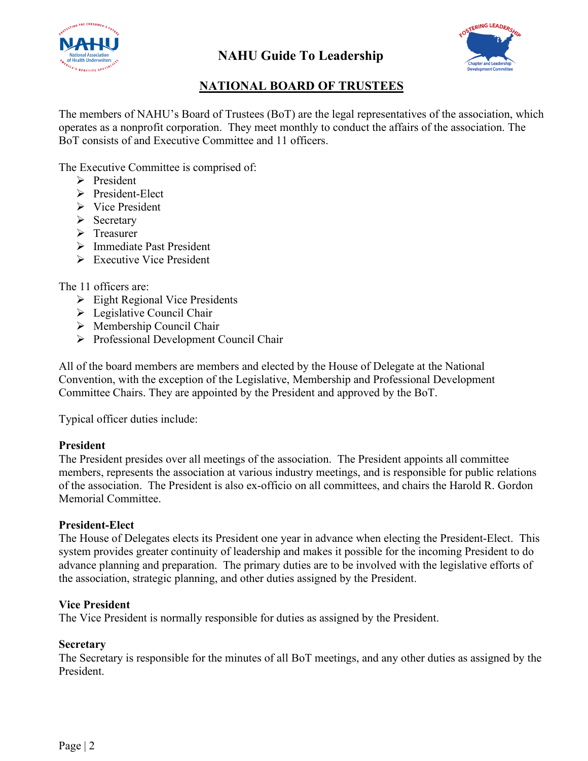## NATIONAL BOARD OF TRUSTEES

The members of NAHU's Board of Trustees (BoT) are the legal representatives of the association, which operates as a nonprofit corporation. They meet monthly to conduct the affairs of the association. The BoT consists of and Executive Committee and 11 officers.

The Executive Committee is comprised of:

- President
- President-Elect
- Vice President
- Secretary
- Treasurer
- Immediate Past President
- Executive Vice President

The 11 officers are:

- Eight Regional Vice Presidents
- Legislative Council Chair
- Membership Council Chair
- Professional Development Council Chair

All of the board members are members and elected by the House of Delegate at the National Convention, with the exception of the Legislative, Membership and Professional Development Committee Chairs. They are appointed by the President and approved by the BoT.

Typical officer duties include:

**President**
The President presides over all meetings of the association. The President appoints all committee members, represents the association at various industry meetings, and is responsible for public relations of the association. The President is also ex-officio on all committees, and chairs the Harold R. Gordon Memorial Committee.

**President-Elect**
The House of Delegates elects its President one year in advance when electing the President-Elect. This system provides greater continuity of leadership and makes it possible for the incoming President to do advance planning and preparation. The primary duties are to be involved with the legislative efforts of the association, strategic planning, and other duties assigned by the President.

**Vice President**
The Vice President is normally responsible for duties as assigned by the President.

**Secretary**
The Secretary is responsible for the minutes of all BoT meetings, and any other duties as assigned by the President.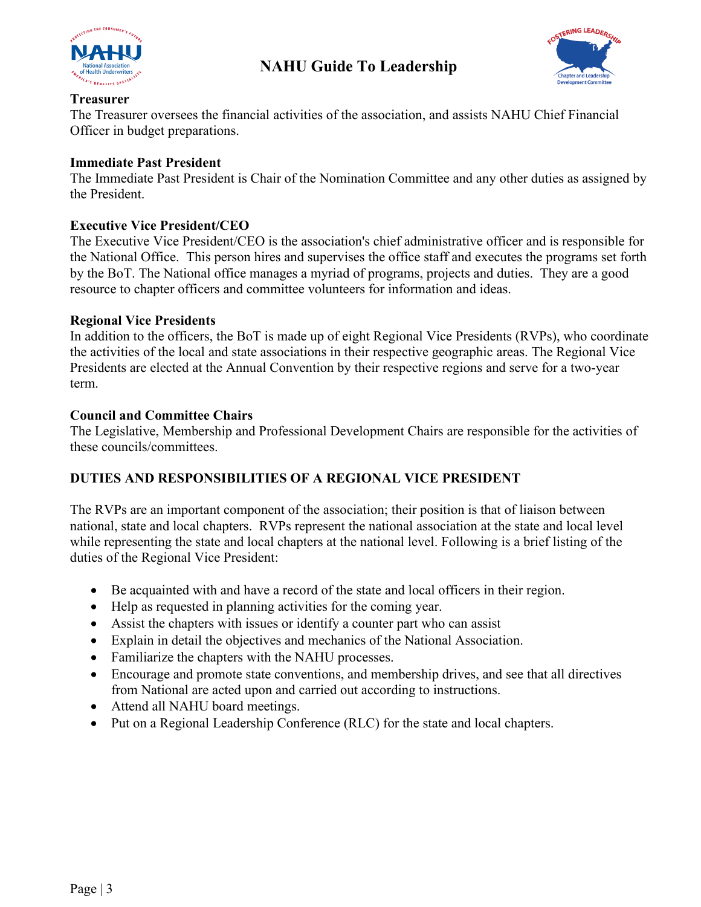**Treasurer**
The Treasurer oversees the financial activities of the association, and assists NAHU Chief Financial Officer in budget preparations.

**Immediate Past President**
The Immediate Past President is Chair of the Nomination Committee and any other duties as assigned by the President.

**Executive Vice President/CEO**
The Executive Vice President/CEO is the association's chief administrative officer and is responsible for the National Office. This person hires and supervises the office staff and executes the programs set forth by the BoT. The National office manages a myriad of programs, projects and duties. They are a good resource to chapter officers and committee volunteers for information and ideas.

**Regional Vice Presidents**
In addition to the officers, the BoT is made up of eight Regional Vice Presidents (RVPs), who coordinate the activities of the local and state associations in their respective geographic areas. The Regional Vice Presidents are elected at the Annual Convention by their respective regions and serve for a two-year term.

**Council and Committee Chairs**
The Legislative, Membership and Professional Development Chairs are responsible for the activities of these councils/committees.

## DUTIES AND RESPONSIBILITIES OF A REGIONAL VICE PRESIDENT

The RVPs are an important component of the association; their position is that of liaison between national, state and local chapters. RVPs represent the national association at the state and local level while representing the state and local chapters at the national level. Following is a brief listing of the duties of the Regional Vice President:

- Be acquainted with and have a record of the state and local officers in their region.
- Help as requested in planning activities for the coming year.
- Assist the chapters with issues or identify a counter part who can assist
- Explain in detail the objectives and mechanics of the National Association.
- Familiarize the chapters with the NAHU processes.
- Encourage and promote state conventions, and membership drives, and see that all directives from National are acted upon and carried out according to instructions.
- Attend all NAHU board meetings.
- Put on a Regional Leadership Conference (RLC) for the state and local chapters.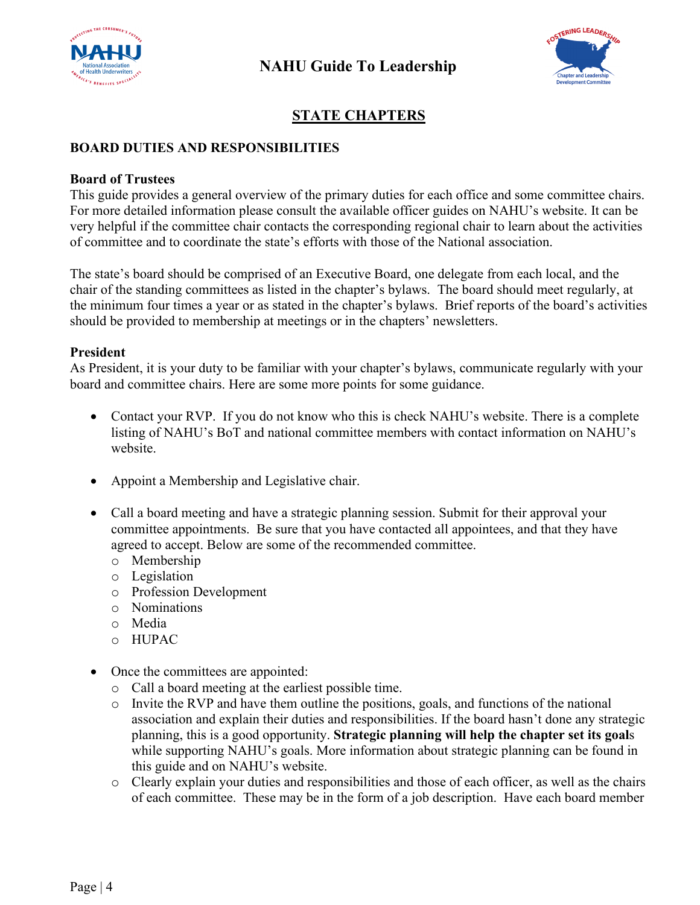## STATE CHAPTERS

### BOARD DUTIES AND RESPONSIBILITIES

**Board of Trustees**
This guide provides a general overview of the primary duties for each office and some committee chairs. For more detailed information please consult the available officer guides on NAHU's website. It can be very helpful if the committee chair contacts the corresponding regional chair to learn about the activities of committee and to coordinate the state's efforts with those of the National association.

The state's board should be comprised of an Executive Board, one delegate from each local, and the chair of the standing committees as listed in the chapter's bylaws. The board should meet regularly, at the minimum four times a year or as stated in the chapter's bylaws. Brief reports of the board's activities should be provided to membership at meetings or in the chapters' newsletters.

**President**
As President, it is your duty to be familiar with your chapter's bylaws, communicate regularly with your board and committee chairs. Here are some more points for some guidance.

- Contact your RVP. If you do not know who this is check NAHU's website. There is a complete listing of NAHU's BoT and national committee members with contact information on NAHU's website.

- Appoint a Membership and Legislative chair.

- Call a board meeting and have a strategic planning session. Submit for their approval your committee appointments. Be sure that you have contacted all appointees, and that they have agreed to accept. Below are some of the recommended committee.
  - Membership
  - Legislation
  - Profession Development
  - Nominations
  - Media
  - HUPAC

- Once the committees are appointed:
  - Call a board meeting at the earliest possible time.
  - Invite the RVP and have them outline the positions, goals, and functions of the national association and explain their duties and responsibilities. If the board hasn't done any strategic planning, this is a good opportunity. **Strategic planning will help the chapter set its goal**s while supporting NAHU's goals. More information about strategic planning can be found in this guide and on NAHU's website.
  - Clearly explain your duties and responsibilities and those of each officer, as well as the chairs of each committee. These may be in the form of a job description. Have each board member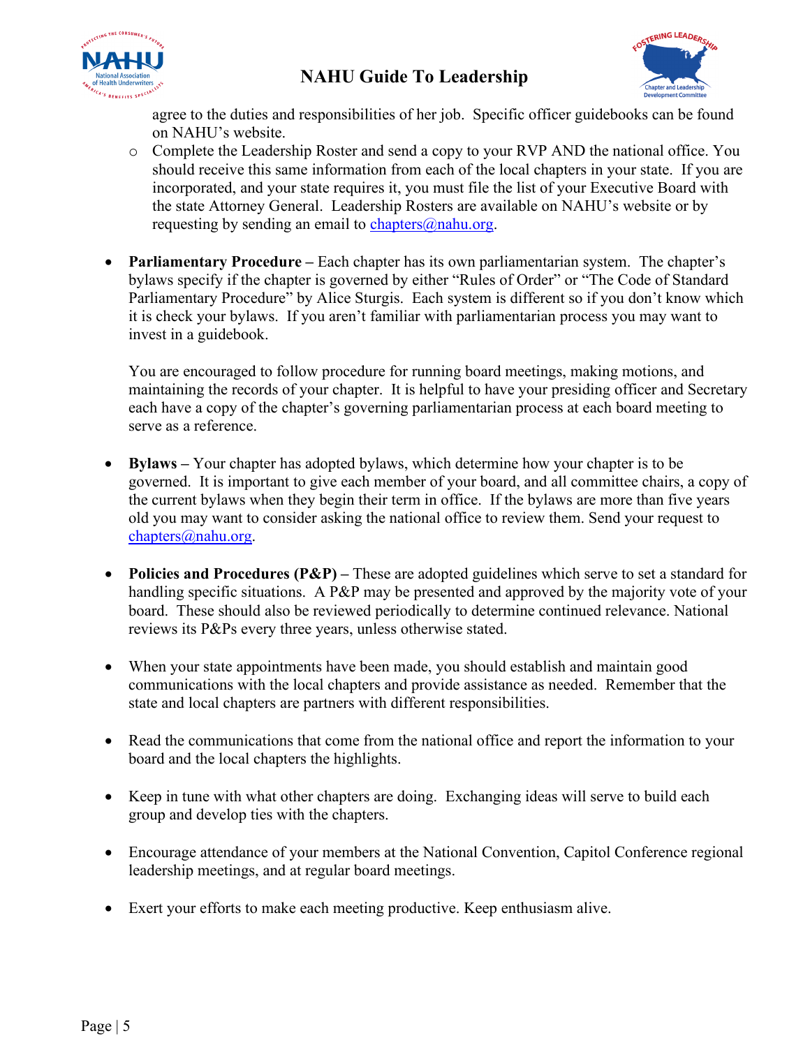agree to the duties and responsibilities of her job. Specific officer guidebooks can be found on NAHU's website.

  - Complete the Leadership Roster and send a copy to your RVP AND the national office. You should receive this same information from each of the local chapters in your state. If you are incorporated, and your state requires it, you must file the list of your Executive Board with the state Attorney General. Leadership Rosters are available on NAHU's website or by requesting by sending an email to chapters@nahu.org.

- **Parliamentary Procedure –** Each chapter has its own parliamentarian system. The chapter's bylaws specify if the chapter is governed by either "Rules of Order" or "The Code of Standard Parliamentary Procedure" by Alice Sturgis. Each system is different so if you don't know which it is check your bylaws. If you aren't familiar with parliamentarian process you may want to invest in a guidebook.

  You are encouraged to follow procedure for running board meetings, making motions, and maintaining the records of your chapter. It is helpful to have your presiding officer and Secretary each have a copy of the chapter's governing parliamentarian process at each board meeting to serve as a reference.

- **Bylaws –** Your chapter has adopted bylaws, which determine how your chapter is to be governed. It is important to give each member of your board, and all committee chairs, a copy of the current bylaws when they begin their term in office. If the bylaws are more than five years old you may want to consider asking the national office to review them. Send your request to chapters@nahu.org.

- **Policies and Procedures (P&P) –** These are adopted guidelines which serve to set a standard for handling specific situations. A P&P may be presented and approved by the majority vote of your board. These should also be reviewed periodically to determine continued relevance. National reviews its P&Ps every three years, unless otherwise stated.

- When your state appointments have been made, you should establish and maintain good communications with the local chapters and provide assistance as needed. Remember that the state and local chapters are partners with different responsibilities.

- Read the communications that come from the national office and report the information to your board and the local chapters the highlights.

- Keep in tune with what other chapters are doing. Exchanging ideas will serve to build each group and develop ties with the chapters.

- Encourage attendance of your members at the National Convention, Capitol Conference regional leadership meetings, and at regular board meetings.

- Exert your efforts to make each meeting productive. Keep enthusiasm alive.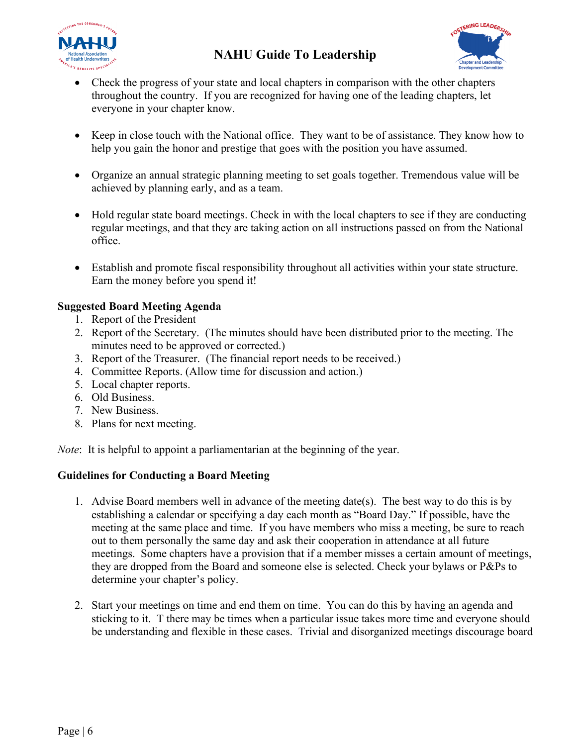- Check the progress of your state and local chapters in comparison with the other chapters throughout the country. If you are recognized for having one of the leading chapters, let everyone in your chapter know.

- Keep in close touch with the National office. They want to be of assistance. They know how to help you gain the honor and prestige that goes with the position you have assumed.

- Organize an annual strategic planning meeting to set goals together. Tremendous value will be achieved by planning early, and as a team.

- Hold regular state board meetings. Check in with the local chapters to see if they are conducting regular meetings, and that they are taking action on all instructions passed on from the National office.

- Establish and promote fiscal responsibility throughout all activities within your state structure. Earn the money before you spend it!

**Suggested Board Meeting Agenda**

1. Report of the President
2. Report of the Secretary. (The minutes should have been distributed prior to the meeting. The minutes need to be approved or corrected.)
3. Report of the Treasurer. (The financial report needs to be received.)
4. Committee Reports. (Allow time for discussion and action.)
5. Local chapter reports.
6. Old Business.
7. New Business.
8. Plans for next meeting.

*Note*: It is helpful to appoint a parliamentarian at the beginning of the year.

**Guidelines for Conducting a Board Meeting**

1. Advise Board members well in advance of the meeting date(s). The best way to do this is by establishing a calendar or specifying a day each month as "Board Day." If possible, have the meeting at the same place and time. If you have members who miss a meeting, be sure to reach out to them personally the same day and ask their cooperation in attendance at all future meetings. Some chapters have a provision that if a member misses a certain amount of meetings, they are dropped from the Board and someone else is selected. Check your bylaws or P&Ps to determine your chapter's policy.

2. Start your meetings on time and end them on time. You can do this by having an agenda and sticking to it. T there may be times when a particular issue takes more time and everyone should be understanding and flexible in these cases. Trivial and disorganized meetings discourage board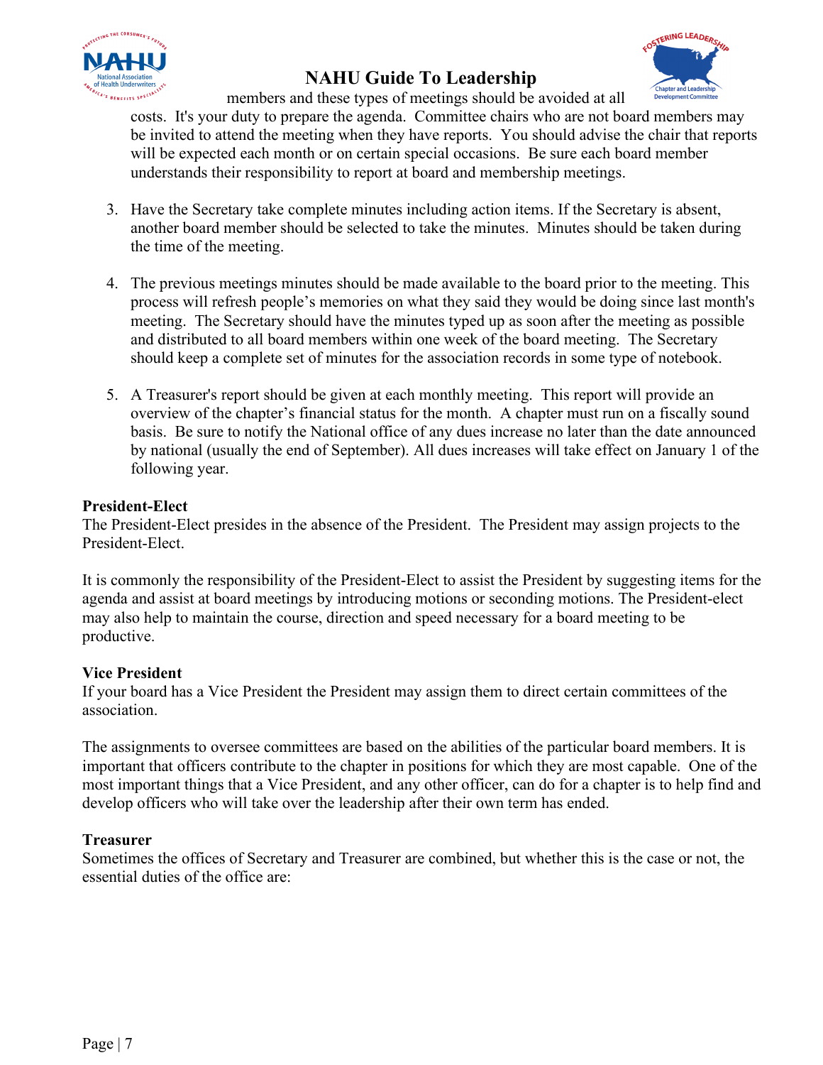members and these types of meetings should be avoided at all costs. It's your duty to prepare the agenda. Committee chairs who are not board members may be invited to attend the meeting when they have reports. You should advise the chair that reports will be expected each month or on certain special occasions. Be sure each board member understands their responsibility to report at board and membership meetings.

3. Have the Secretary take complete minutes including action items. If the Secretary is absent, another board member should be selected to take the minutes. Minutes should be taken during the time of the meeting.

4. The previous meetings minutes should be made available to the board prior to the meeting. This process will refresh people's memories on what they said they would be doing since last month's meeting. The Secretary should have the minutes typed up as soon after the meeting as possible and distributed to all board members within one week of the board meeting. The Secretary should keep a complete set of minutes for the association records in some type of notebook.

5. A Treasurer's report should be given at each monthly meeting. This report will provide an overview of the chapter's financial status for the month. A chapter must run on a fiscally sound basis. Be sure to notify the National office of any dues increase no later than the date announced by national (usually the end of September). All dues increases will take effect on January 1 of the following year.

**President-Elect**

The President-Elect presides in the absence of the President. The President may assign projects to the President-Elect.

It is commonly the responsibility of the President-Elect to assist the President by suggesting items for the agenda and assist at board meetings by introducing motions or seconding motions. The President-elect may also help to maintain the course, direction and speed necessary for a board meeting to be productive.

**Vice President**

If your board has a Vice President the President may assign them to direct certain committees of the association.

The assignments to oversee committees are based on the abilities of the particular board members. It is important that officers contribute to the chapter in positions for which they are most capable. One of the most important things that a Vice President, and any other officer, can do for a chapter is to help find and develop officers who will take over the leadership after their own term has ended.

**Treasurer**

Sometimes the offices of Secretary and Treasurer are combined, but whether this is the case or not, the essential duties of the office are: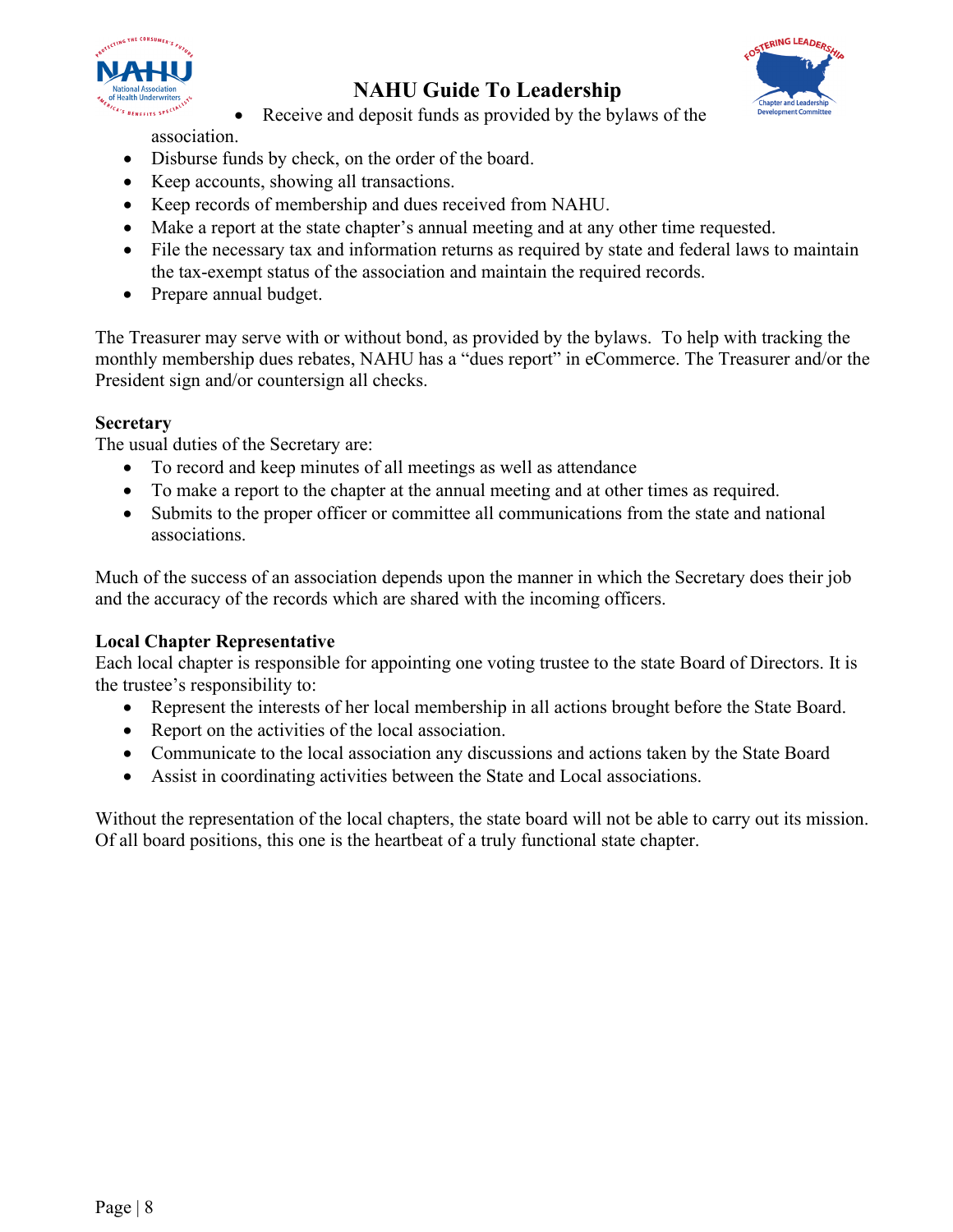- Receive and deposit funds as provided by the bylaws of the association.
- Disburse funds by check, on the order of the board.
- Keep accounts, showing all transactions.
- Keep records of membership and dues received from NAHU.
- Make a report at the state chapter's annual meeting and at any other time requested.
- File the necessary tax and information returns as required by state and federal laws to maintain the tax-exempt status of the association and maintain the required records.
- Prepare annual budget.

The Treasurer may serve with or without bond, as provided by the bylaws. To help with tracking the monthly membership dues rebates, NAHU has a "dues report" in eCommerce. The Treasurer and/or the President sign and/or countersign all checks.

**Secretary**
The usual duties of the Secretary are:

- To record and keep minutes of all meetings as well as attendance
- To make a report to the chapter at the annual meeting and at other times as required.
- Submits to the proper officer or committee all communications from the state and national associations.

Much of the success of an association depends upon the manner in which the Secretary does their job and the accuracy of the records which are shared with the incoming officers.

**Local Chapter Representative**
Each local chapter is responsible for appointing one voting trustee to the state Board of Directors. It is the trustee's responsibility to:

- Represent the interests of her local membership in all actions brought before the State Board.
- Report on the activities of the local association.
- Communicate to the local association any discussions and actions taken by the State Board
- Assist in coordinating activities between the State and Local associations.

Without the representation of the local chapters, the state board will not be able to carry out its mission. Of all board positions, this one is the heartbeat of a truly functional state chapter.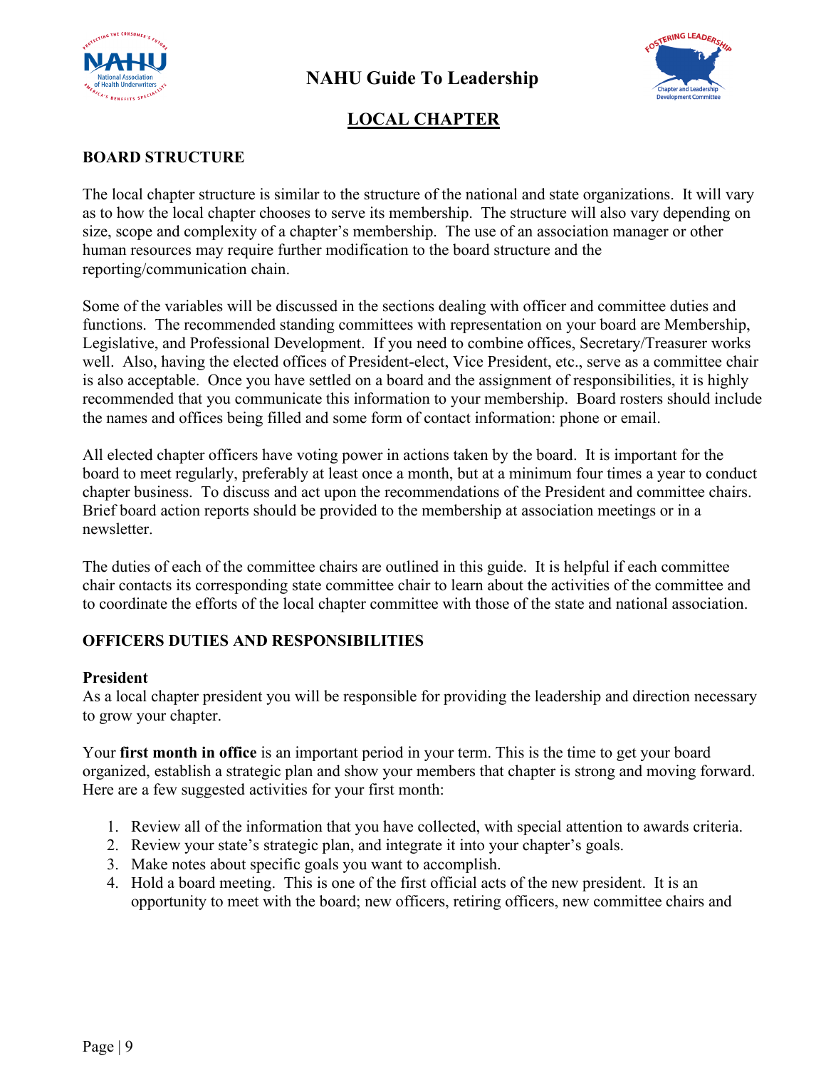# NAHU Guide To Leadership

## LOCAL CHAPTER

### BOARD STRUCTURE

The local chapter structure is similar to the structure of the national and state organizations. It will vary as to how the local chapter chooses to serve its membership. The structure will also vary depending on size, scope and complexity of a chapter's membership. The use of an association manager or other human resources may require further modification to the board structure and the reporting/communication chain.

Some of the variables will be discussed in the sections dealing with officer and committee duties and functions. The recommended standing committees with representation on your board are Membership, Legislative, and Professional Development. If you need to combine offices, Secretary/Treasurer works well. Also, having the elected offices of President-elect, Vice President, etc., serve as a committee chair is also acceptable. Once you have settled on a board and the assignment of responsibilities, it is highly recommended that you communicate this information to your membership. Board rosters should include the names and offices being filled and some form of contact information: phone or email.

All elected chapter officers have voting power in actions taken by the board. It is important for the board to meet regularly, preferably at least once a month, but at a minimum four times a year to conduct chapter business. To discuss and act upon the recommendations of the President and committee chairs. Brief board action reports should be provided to the membership at association meetings or in a newsletter.

The duties of each of the committee chairs are outlined in this guide. It is helpful if each committee chair contacts its corresponding state committee chair to learn about the activities of the committee and to coordinate the efforts of the local chapter committee with those of the state and national association.

### OFFICERS DUTIES AND RESPONSIBILITIES

#### President

As a local chapter president you will be responsible for providing the leadership and direction necessary to grow your chapter.

Your **first month in office** is an important period in your term. This is the time to get your board organized, establish a strategic plan and show your members that chapter is strong and moving forward. Here are a few suggested activities for your first month:

1. Review all of the information that you have collected, with special attention to awards criteria.
2. Review your state's strategic plan, and integrate it into your chapter's goals.
3. Make notes about specific goals you want to accomplish.
4. Hold a board meeting. This is one of the first official acts of the new president. It is an opportunity to meet with the board; new officers, retiring officers, new committee chairs and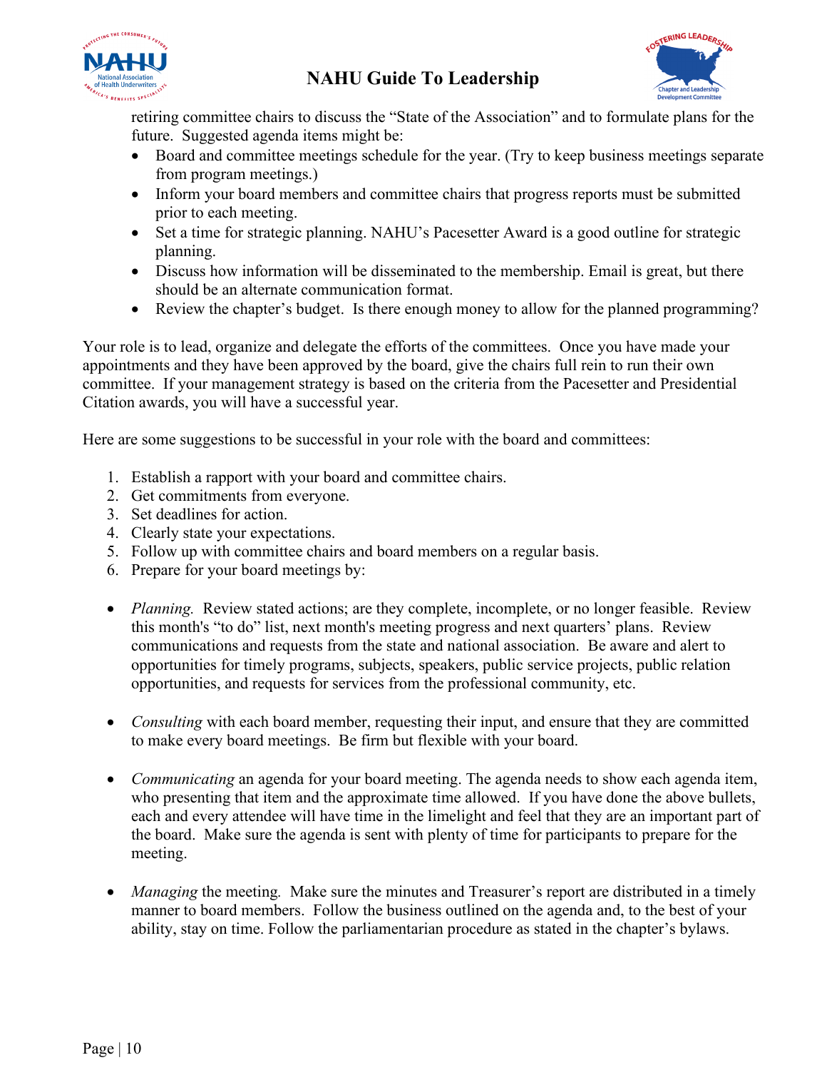retiring committee chairs to discuss the "State of the Association" and to formulate plans for the future. Suggested agenda items might be:

- Board and committee meetings schedule for the year. (Try to keep business meetings separate from program meetings.)
- Inform your board members and committee chairs that progress reports must be submitted prior to each meeting.
- Set a time for strategic planning. NAHU's Pacesetter Award is a good outline for strategic planning.
- Discuss how information will be disseminated to the membership. Email is great, but there should be an alternate communication format.
- Review the chapter's budget. Is there enough money to allow for the planned programming?

Your role is to lead, organize and delegate the efforts of the committees. Once you have made your appointments and they have been approved by the board, give the chairs full rein to run their own committee. If your management strategy is based on the criteria from the Pacesetter and Presidential Citation awards, you will have a successful year.

Here are some suggestions to be successful in your role with the board and committees:

1. Establish a rapport with your board and committee chairs.
2. Get commitments from everyone.
3. Set deadlines for action.
4. Clearly state your expectations.
5. Follow up with committee chairs and board members on a regular basis.
6. Prepare for your board meetings by:

- *Planning.* Review stated actions; are they complete, incomplete, or no longer feasible. Review this month's "to do" list, next month's meeting progress and next quarters' plans. Review communications and requests from the state and national association. Be aware and alert to opportunities for timely programs, subjects, speakers, public service projects, public relation opportunities, and requests for services from the professional community, etc.

- *Consulting* with each board member, requesting their input, and ensure that they are committed to make every board meetings. Be firm but flexible with your board.

- *Communicating* an agenda for your board meeting. The agenda needs to show each agenda item, who presenting that item and the approximate time allowed. If you have done the above bullets, each and every attendee will have time in the limelight and feel that they are an important part of the board. Make sure the agenda is sent with plenty of time for participants to prepare for the meeting.

- *Managing* the meeting*.* Make sure the minutes and Treasurer's report are distributed in a timely manner to board members. Follow the business outlined on the agenda and, to the best of your ability, stay on time. Follow the parliamentarian procedure as stated in the chapter's bylaws.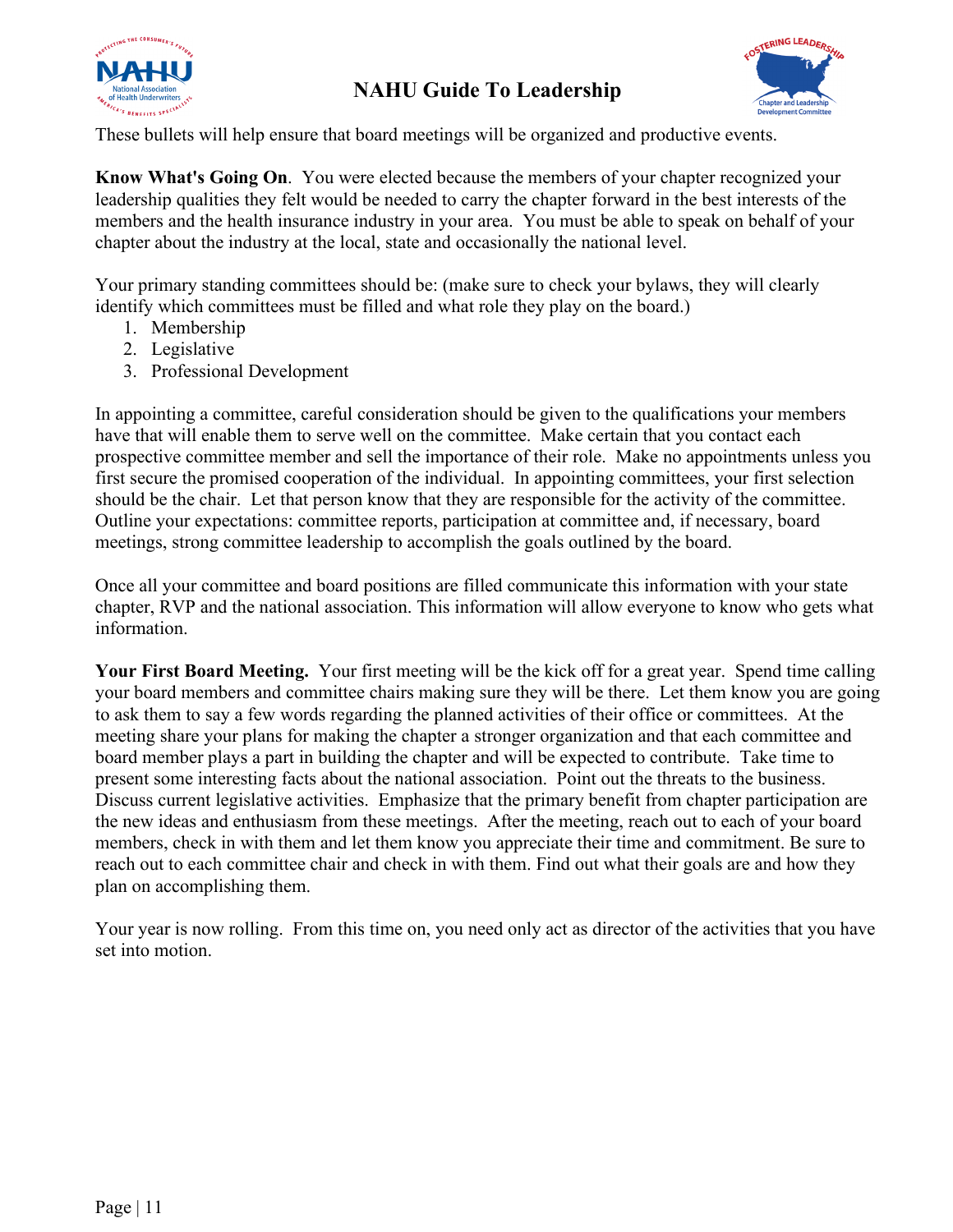These bullets will help ensure that board meetings will be organized and productive events.

**Know What's Going On**. You were elected because the members of your chapter recognized your leadership qualities they felt would be needed to carry the chapter forward in the best interests of the members and the health insurance industry in your area. You must be able to speak on behalf of your chapter about the industry at the local, state and occasionally the national level.

Your primary standing committees should be: (make sure to check your bylaws, they will clearly identify which committees must be filled and what role they play on the board.)

1. Membership
2. Legislative
3. Professional Development

In appointing a committee, careful consideration should be given to the qualifications your members have that will enable them to serve well on the committee. Make certain that you contact each prospective committee member and sell the importance of their role. Make no appointments unless you first secure the promised cooperation of the individual. In appointing committees, your first selection should be the chair. Let that person know that they are responsible for the activity of the committee. Outline your expectations: committee reports, participation at committee and, if necessary, board meetings, strong committee leadership to accomplish the goals outlined by the board.

Once all your committee and board positions are filled communicate this information with your state chapter, RVP and the national association. This information will allow everyone to know who gets what information.

**Your First Board Meeting.** Your first meeting will be the kick off for a great year. Spend time calling your board members and committee chairs making sure they will be there. Let them know you are going to ask them to say a few words regarding the planned activities of their office or committees. At the meeting share your plans for making the chapter a stronger organization and that each committee and board member plays a part in building the chapter and will be expected to contribute. Take time to present some interesting facts about the national association. Point out the threats to the business. Discuss current legislative activities. Emphasize that the primary benefit from chapter participation are the new ideas and enthusiasm from these meetings. After the meeting, reach out to each of your board members, check in with them and let them know you appreciate their time and commitment. Be sure to reach out to each committee chair and check in with them. Find out what their goals are and how they plan on accomplishing them.

Your year is now rolling. From this time on, you need only act as director of the activities that you have set into motion.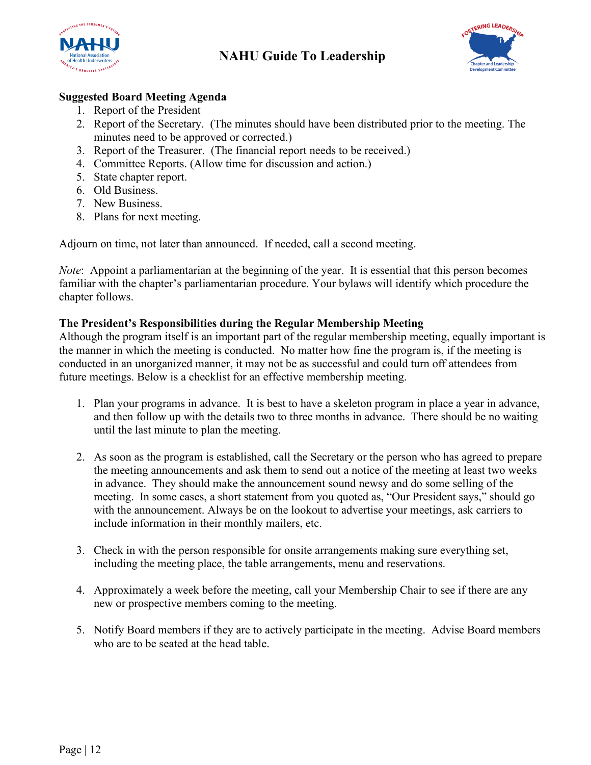**Suggested Board Meeting Agenda**

1. Report of the President
2. Report of the Secretary. (The minutes should have been distributed prior to the meeting. The minutes need to be approved or corrected.)
3. Report of the Treasurer. (The financial report needs to be received.)
4. Committee Reports. (Allow time for discussion and action.)
5. State chapter report.
6. Old Business.
7. New Business.
8. Plans for next meeting.

Adjourn on time, not later than announced. If needed, call a second meeting.

*Note*: Appoint a parliamentarian at the beginning of the year. It is essential that this person becomes familiar with the chapter's parliamentarian procedure. Your bylaws will identify which procedure the chapter follows.

**The President's Responsibilities during the Regular Membership Meeting**

Although the program itself is an important part of the regular membership meeting, equally important is the manner in which the meeting is conducted. No matter how fine the program is, if the meeting is conducted in an unorganized manner, it may not be as successful and could turn off attendees from future meetings. Below is a checklist for an effective membership meeting.

1. Plan your programs in advance. It is best to have a skeleton program in place a year in advance, and then follow up with the details two to three months in advance. There should be no waiting until the last minute to plan the meeting.

2. As soon as the program is established, call the Secretary or the person who has agreed to prepare the meeting announcements and ask them to send out a notice of the meeting at least two weeks in advance. They should make the announcement sound newsy and do some selling of the meeting. In some cases, a short statement from you quoted as, "Our President says," should go with the announcement. Always be on the lookout to advertise your meetings, ask carriers to include information in their monthly mailers, etc.

3. Check in with the person responsible for onsite arrangements making sure everything set, including the meeting place, the table arrangements, menu and reservations.

4. Approximately a week before the meeting, call your Membership Chair to see if there are any new or prospective members coming to the meeting.

5. Notify Board members if they are to actively participate in the meeting. Advise Board members who are to be seated at the head table.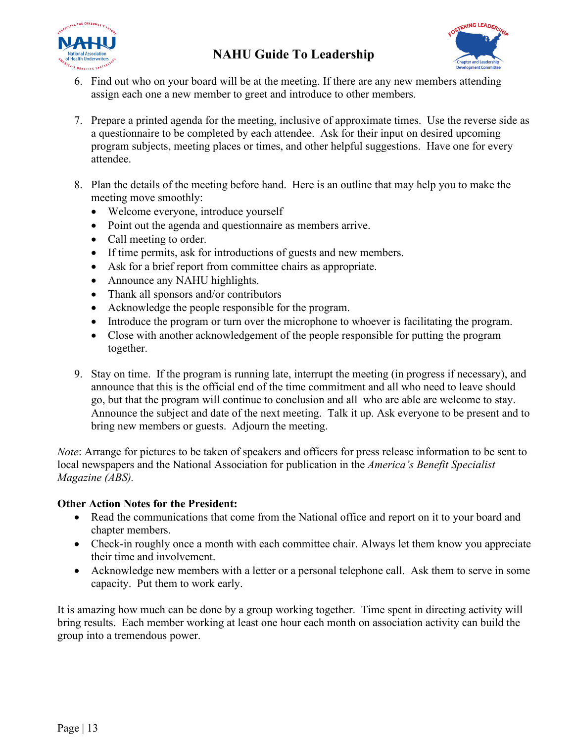6. Find out who on your board will be at the meeting. If there are any new members attending assign each one a new member to greet and introduce to other members.

7. Prepare a printed agenda for the meeting, inclusive of approximate times. Use the reverse side as a questionnaire to be completed by each attendee. Ask for their input on desired upcoming program subjects, meeting places or times, and other helpful suggestions. Have one for every attendee.

8. Plan the details of the meeting before hand. Here is an outline that may help you to make the meeting move smoothly:
   - Welcome everyone, introduce yourself
   - Point out the agenda and questionnaire as members arrive.
   - Call meeting to order.
   - If time permits, ask for introductions of guests and new members.
   - Ask for a brief report from committee chairs as appropriate.
   - Announce any NAHU highlights.
   - Thank all sponsors and/or contributors
   - Acknowledge the people responsible for the program.
   - Introduce the program or turn over the microphone to whoever is facilitating the program.
   - Close with another acknowledgement of the people responsible for putting the program together.

9. Stay on time. If the program is running late, interrupt the meeting (in progress if necessary), and announce that this is the official end of the time commitment and all who need to leave should go, but that the program will continue to conclusion and all who are able are welcome to stay. Announce the subject and date of the next meeting. Talk it up. Ask everyone to be present and to bring new members or guests. Adjourn the meeting.

*Note*: Arrange for pictures to be taken of speakers and officers for press release information to be sent to local newspapers and the National Association for publication in the *America's Benefit Specialist Magazine (ABS).*

**Other Action Notes for the President:**

- Read the communications that come from the National office and report on it to your board and chapter members.
- Check-in roughly once a month with each committee chair. Always let them know you appreciate their time and involvement.
- Acknowledge new members with a letter or a personal telephone call. Ask them to serve in some capacity. Put them to work early.

It is amazing how much can be done by a group working together. Time spent in directing activity will bring results. Each member working at least one hour each month on association activity can build the group into a tremendous power.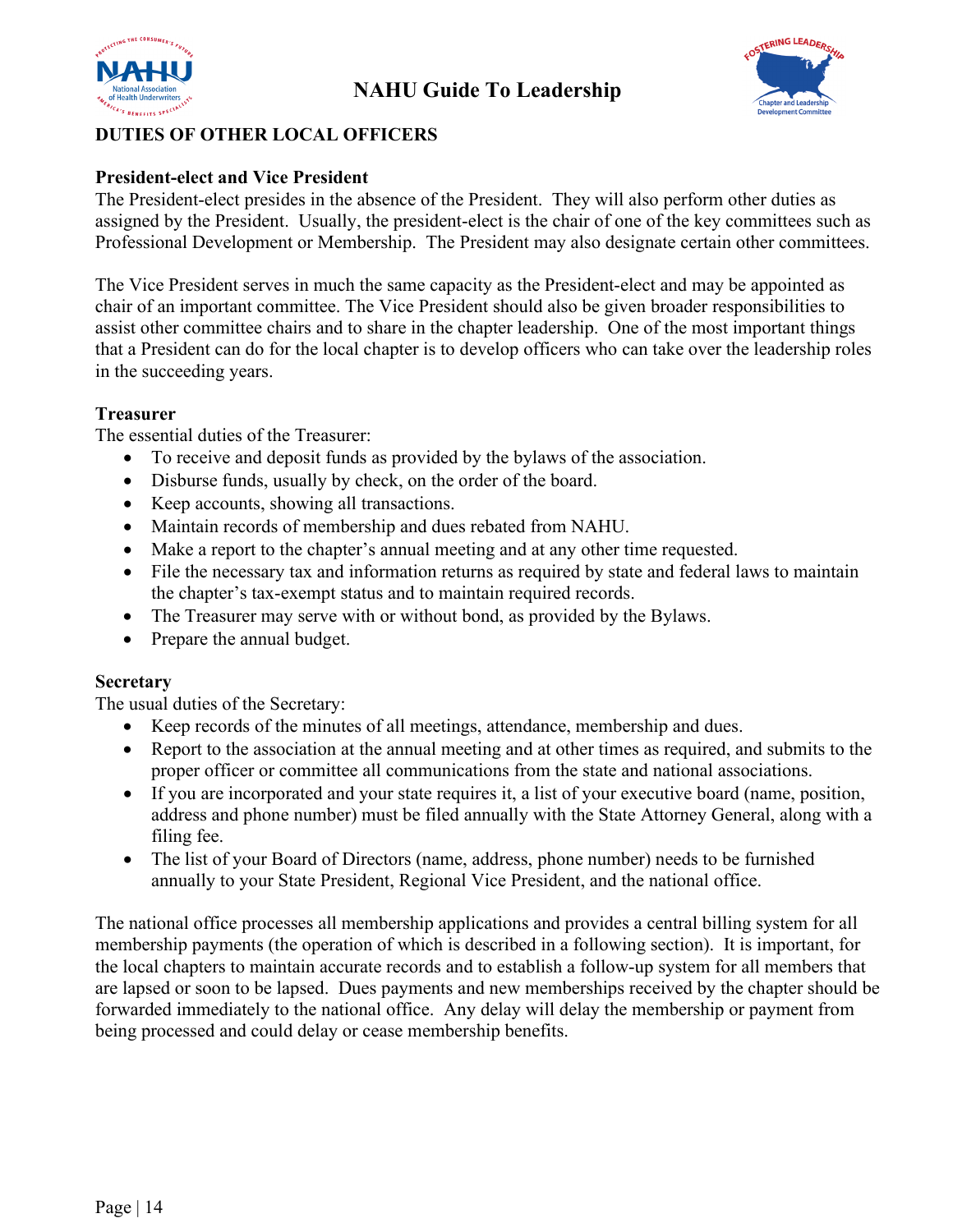## DUTIES OF OTHER LOCAL OFFICERS

### President-elect and Vice President

The President-elect presides in the absence of the President. They will also perform other duties as assigned by the President. Usually, the president-elect is the chair of one of the key committees such as Professional Development or Membership. The President may also designate certain other committees.

The Vice President serves in much the same capacity as the President-elect and may be appointed as chair of an important committee. The Vice President should also be given broader responsibilities to assist other committee chairs and to share in the chapter leadership. One of the most important things that a President can do for the local chapter is to develop officers who can take over the leadership roles in the succeeding years.

### Treasurer

The essential duties of the Treasurer:

- To receive and deposit funds as provided by the bylaws of the association.
- Disburse funds, usually by check, on the order of the board.
- Keep accounts, showing all transactions.
- Maintain records of membership and dues rebated from NAHU.
- Make a report to the chapter's annual meeting and at any other time requested.
- File the necessary tax and information returns as required by state and federal laws to maintain the chapter's tax-exempt status and to maintain required records.
- The Treasurer may serve with or without bond, as provided by the Bylaws.
- Prepare the annual budget.

### Secretary

The usual duties of the Secretary:

- Keep records of the minutes of all meetings, attendance, membership and dues.
- Report to the association at the annual meeting and at other times as required, and submits to the proper officer or committee all communications from the state and national associations.
- If you are incorporated and your state requires it, a list of your executive board (name, position, address and phone number) must be filed annually with the State Attorney General, along with a filing fee.
- The list of your Board of Directors (name, address, phone number) needs to be furnished annually to your State President, Regional Vice President, and the national office.

The national office processes all membership applications and provides a central billing system for all membership payments (the operation of which is described in a following section). It is important, for the local chapters to maintain accurate records and to establish a follow-up system for all members that are lapsed or soon to be lapsed. Dues payments and new memberships received by the chapter should be forwarded immediately to the national office. Any delay will delay the membership or payment from being processed and could delay or cease membership benefits.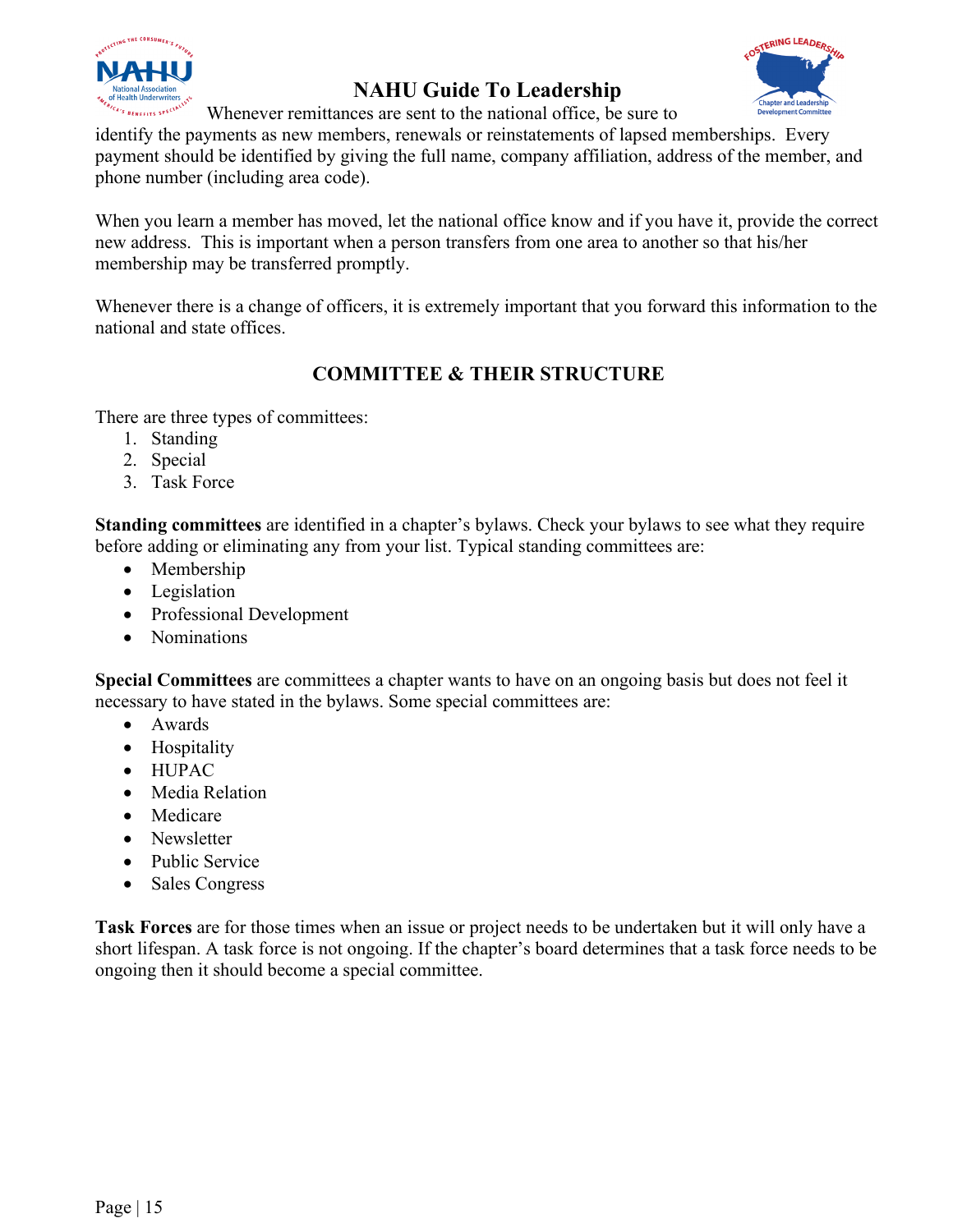Whenever remittances are sent to the national office, be sure to identify the payments as new members, renewals or reinstatements of lapsed memberships. Every payment should be identified by giving the full name, company affiliation, address of the member, and phone number (including area code).

When you learn a member has moved, let the national office know and if you have it, provide the correct new address. This is important when a person transfers from one area to another so that his/her membership may be transferred promptly.

Whenever there is a change of officers, it is extremely important that you forward this information to the national and state offices.

## COMMITTEE & THEIR STRUCTURE

There are three types of committees:

1. Standing
2. Special
3. Task Force

**Standing committees** are identified in a chapter's bylaws. Check your bylaws to see what they require before adding or eliminating any from your list. Typical standing committees are:

- Membership
- Legislation
- Professional Development
- Nominations

**Special Committees** are committees a chapter wants to have on an ongoing basis but does not feel it necessary to have stated in the bylaws. Some special committees are:

- Awards
- Hospitality
- HUPAC
- Media Relation
- Medicare
- Newsletter
- Public Service
- Sales Congress

**Task Forces** are for those times when an issue or project needs to be undertaken but it will only have a short lifespan. A task force is not ongoing. If the chapter's board determines that a task force needs to be ongoing then it should become a special committee.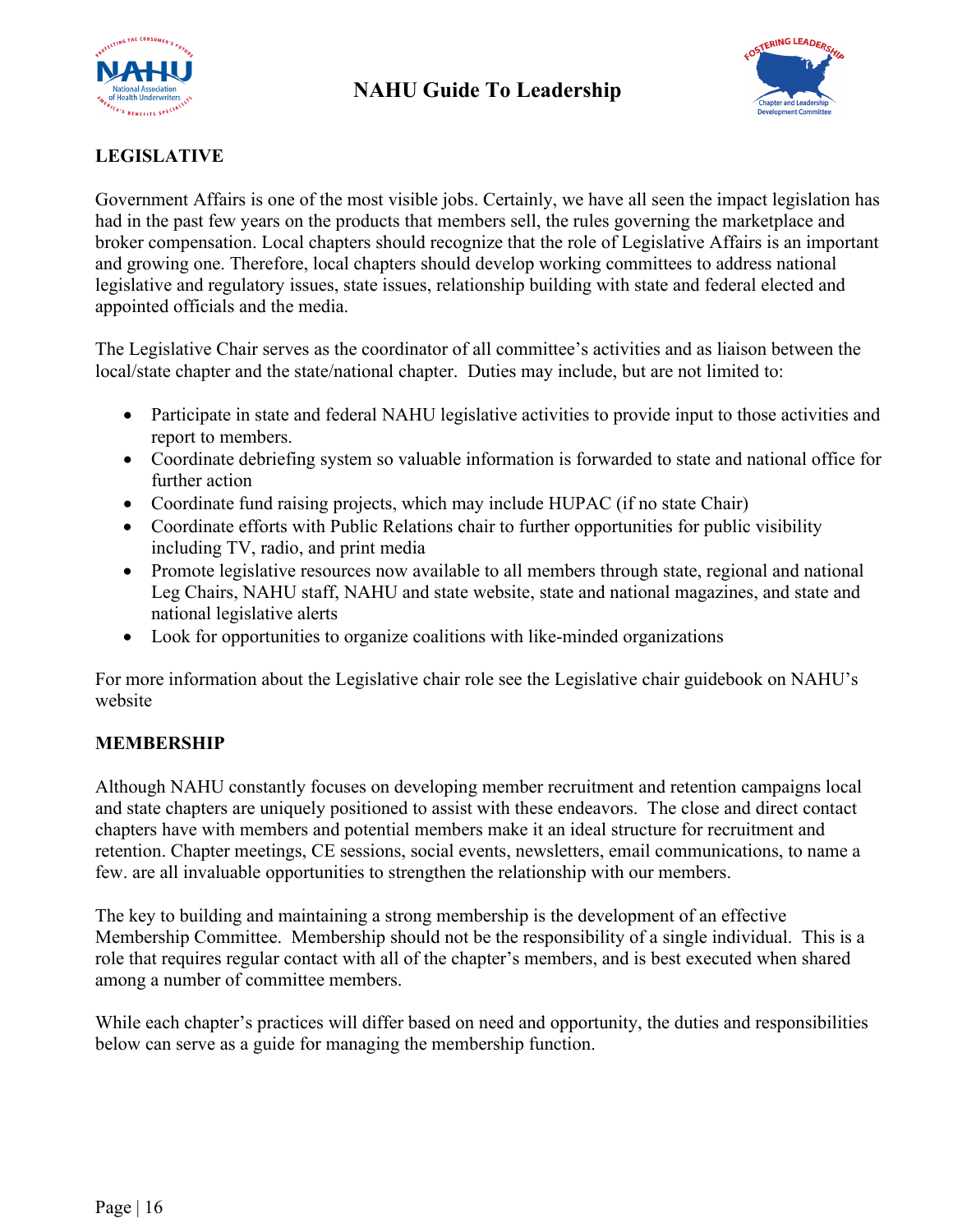## LEGISLATIVE

Government Affairs is one of the most visible jobs. Certainly, we have all seen the impact legislation has had in the past few years on the products that members sell, the rules governing the marketplace and broker compensation. Local chapters should recognize that the role of Legislative Affairs is an important and growing one. Therefore, local chapters should develop working committees to address national legislative and regulatory issues, state issues, relationship building with state and federal elected and appointed officials and the media.

The Legislative Chair serves as the coordinator of all committee's activities and as liaison between the local/state chapter and the state/national chapter. Duties may include, but are not limited to:

- Participate in state and federal NAHU legislative activities to provide input to those activities and report to members.
- Coordinate debriefing system so valuable information is forwarded to state and national office for further action
- Coordinate fund raising projects, which may include HUPAC (if no state Chair)
- Coordinate efforts with Public Relations chair to further opportunities for public visibility including TV, radio, and print media
- Promote legislative resources now available to all members through state, regional and national Leg Chairs, NAHU staff, NAHU and state website, state and national magazines, and state and national legislative alerts
- Look for opportunities to organize coalitions with like-minded organizations

For more information about the Legislative chair role see the Legislative chair guidebook on NAHU's website

## MEMBERSHIP

Although NAHU constantly focuses on developing member recruitment and retention campaigns local and state chapters are uniquely positioned to assist with these endeavors. The close and direct contact chapters have with members and potential members make it an ideal structure for recruitment and retention. Chapter meetings, CE sessions, social events, newsletters, email communications, to name a few. are all invaluable opportunities to strengthen the relationship with our members.

The key to building and maintaining a strong membership is the development of an effective Membership Committee. Membership should not be the responsibility of a single individual. This is a role that requires regular contact with all of the chapter's members, and is best executed when shared among a number of committee members.

While each chapter's practices will differ based on need and opportunity, the duties and responsibilities below can serve as a guide for managing the membership function.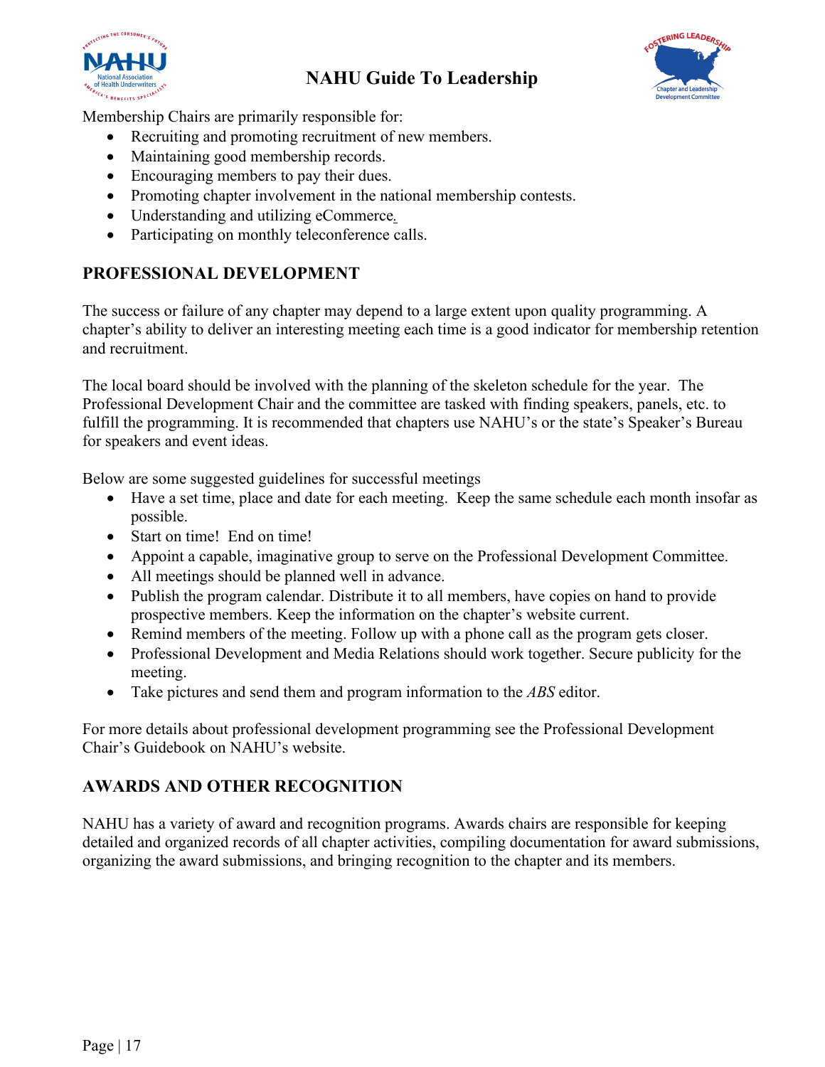Membership Chairs are primarily responsible for:

- Recruiting and promoting recruitment of new members.
- Maintaining good membership records.
- Encouraging members to pay their dues.
- Promoting chapter involvement in the national membership contests.
- Understanding and utilizing eCommerce.
- Participating on monthly teleconference calls.

## PROFESSIONAL DEVELOPMENT

The success or failure of any chapter may depend to a large extent upon quality programming. A chapter's ability to deliver an interesting meeting each time is a good indicator for membership retention and recruitment.

The local board should be involved with the planning of the skeleton schedule for the year. The Professional Development Chair and the committee are tasked with finding speakers, panels, etc. to fulfill the programming. It is recommended that chapters use NAHU's or the state's Speaker's Bureau for speakers and event ideas.

Below are some suggested guidelines for successful meetings

- Have a set time, place and date for each meeting. Keep the same schedule each month insofar as possible.
- Start on time! End on time!
- Appoint a capable, imaginative group to serve on the Professional Development Committee.
- All meetings should be planned well in advance.
- Publish the program calendar. Distribute it to all members, have copies on hand to provide prospective members. Keep the information on the chapter's website current.
- Remind members of the meeting. Follow up with a phone call as the program gets closer.
- Professional Development and Media Relations should work together. Secure publicity for the meeting.
- Take pictures and send them and program information to the *ABS* editor.

For more details about professional development programming see the Professional Development Chair's Guidebook on NAHU's website.

## AWARDS AND OTHER RECOGNITION

NAHU has a variety of award and recognition programs. Awards chairs are responsible for keeping detailed and organized records of all chapter activities, compiling documentation for award submissions, organizing the award submissions, and bringing recognition to the chapter and its members.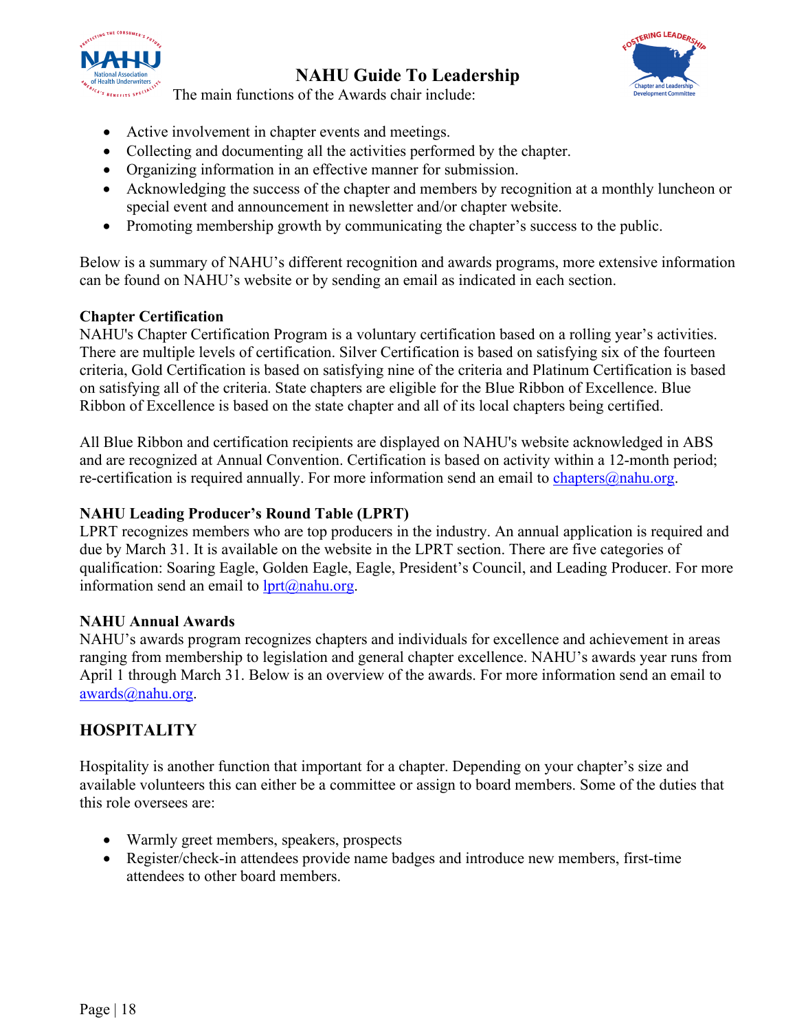The main functions of the Awards chair include:

- Active involvement in chapter events and meetings.
- Collecting and documenting all the activities performed by the chapter.
- Organizing information in an effective manner for submission.
- Acknowledging the success of the chapter and members by recognition at a monthly luncheon or special event and announcement in newsletter and/or chapter website.
- Promoting membership growth by communicating the chapter's success to the public.

Below is a summary of NAHU's different recognition and awards programs, more extensive information can be found on NAHU's website or by sending an email as indicated in each section.

**Chapter Certification**
NAHU's Chapter Certification Program is a voluntary certification based on a rolling year's activities. There are multiple levels of certification. Silver Certification is based on satisfying six of the fourteen criteria, Gold Certification is based on satisfying nine of the criteria and Platinum Certification is based on satisfying all of the criteria. State chapters are eligible for the Blue Ribbon of Excellence. Blue Ribbon of Excellence is based on the state chapter and all of its local chapters being certified.

All Blue Ribbon and certification recipients are displayed on NAHU's website acknowledged in ABS and are recognized at Annual Convention. Certification is based on activity within a 12-month period; re-certification is required annually. For more information send an email to chapters@nahu.org.

**NAHU Leading Producer's Round Table (LPRT)**
LPRT recognizes members who are top producers in the industry. An annual application is required and due by March 31. It is available on the website in the LPRT section. There are five categories of qualification: Soaring Eagle, Golden Eagle, Eagle, President's Council, and Leading Producer. For more information send an email to lprt@nahu.org.

**NAHU Annual Awards**
NAHU's awards program recognizes chapters and individuals for excellence and achievement in areas ranging from membership to legislation and general chapter excellence. NAHU's awards year runs from April 1 through March 31. Below is an overview of the awards. For more information send an email to awards@nahu.org.

## HOSPITALITY

Hospitality is another function that important for a chapter. Depending on your chapter's size and available volunteers this can either be a committee or assign to board members. Some of the duties that this role oversees are:

- Warmly greet members, speakers, prospects
- Register/check-in attendees provide name badges and introduce new members, first-time attendees to other board members.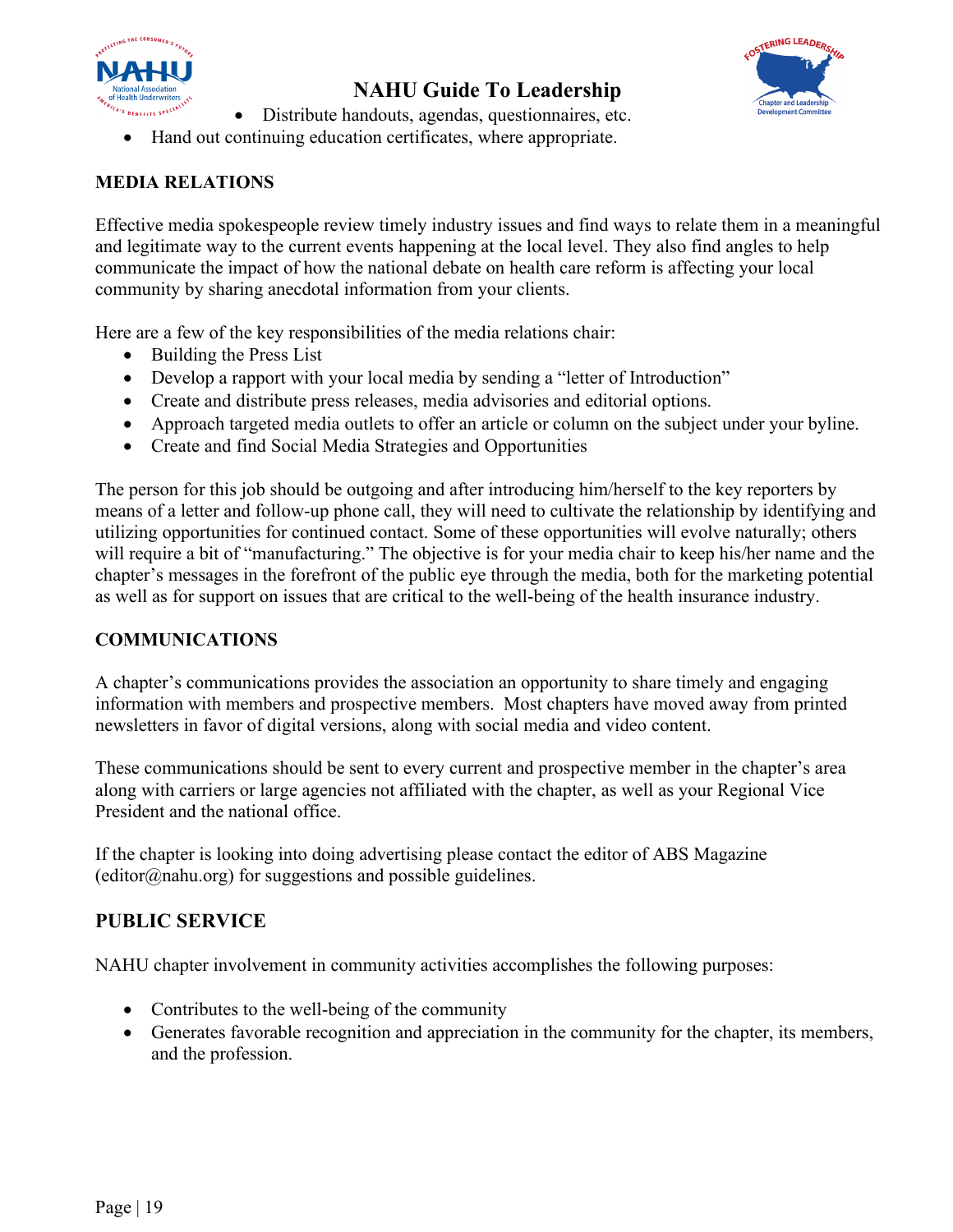- Distribute handouts, agendas, questionnaires, etc.
- Hand out continuing education certificates, where appropriate.

**MEDIA RELATIONS**

Effective media spokespeople review timely industry issues and find ways to relate them in a meaningful and legitimate way to the current events happening at the local level. They also find angles to help communicate the impact of how the national debate on health care reform is affecting your local community by sharing anecdotal information from your clients.

Here are a few of the key responsibilities of the media relations chair:

- Building the Press List
- Develop a rapport with your local media by sending a "letter of Introduction"
- Create and distribute press releases, media advisories and editorial options.
- Approach targeted media outlets to offer an article or column on the subject under your byline.
- Create and find Social Media Strategies and Opportunities

The person for this job should be outgoing and after introducing him/herself to the key reporters by means of a letter and follow-up phone call, they will need to cultivate the relationship by identifying and utilizing opportunities for continued contact. Some of these opportunities will evolve naturally; others will require a bit of "manufacturing." The objective is for your media chair to keep his/her name and the chapter's messages in the forefront of the public eye through the media, both for the marketing potential as well as for support on issues that are critical to the well-being of the health insurance industry.

**COMMUNICATIONS**

A chapter's communications provides the association an opportunity to share timely and engaging information with members and prospective members. Most chapters have moved away from printed newsletters in favor of digital versions, along with social media and video content.

These communications should be sent to every current and prospective member in the chapter's area along with carriers or large agencies not affiliated with the chapter, as well as your Regional Vice President and the national office.

If the chapter is looking into doing advertising please contact the editor of ABS Magazine (editor@nahu.org) for suggestions and possible guidelines.

## PUBLIC SERVICE

NAHU chapter involvement in community activities accomplishes the following purposes:

- Contributes to the well-being of the community
- Generates favorable recognition and appreciation in the community for the chapter, its members, and the profession.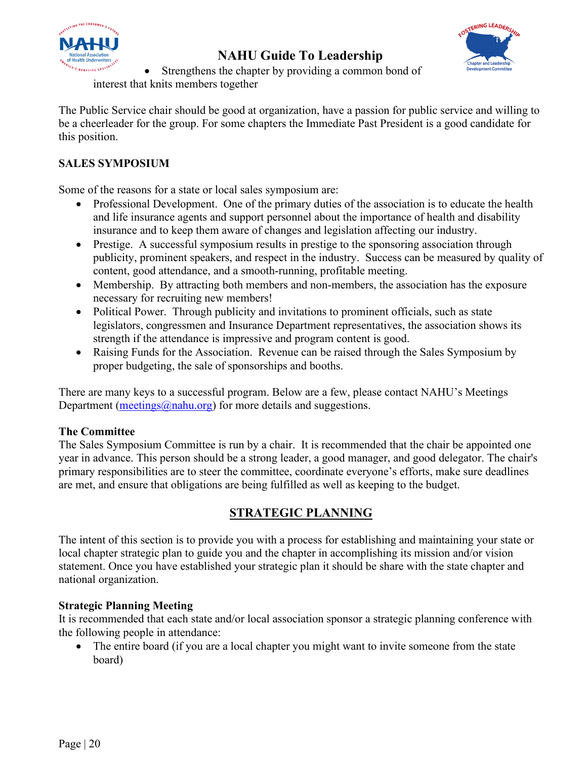- Strengthens the chapter by providing a common bond of interest that knits members together

The Public Service chair should be good at organization, have a passion for public service and willing to be a cheerleader for the group. For some chapters the Immediate Past President is a good candidate for this position.

**SALES SYMPOSIUM**

Some of the reasons for a state or local sales symposium are:

- Professional Development. One of the primary duties of the association is to educate the health and life insurance agents and support personnel about the importance of health and disability insurance and to keep them aware of changes and legislation affecting our industry.
- Prestige. A successful symposium results in prestige to the sponsoring association through publicity, prominent speakers, and respect in the industry. Success can be measured by quality of content, good attendance, and a smooth-running, profitable meeting.
- Membership. By attracting both members and non-members, the association has the exposure necessary for recruiting new members!
- Political Power. Through publicity and invitations to prominent officials, such as state legislators, congressmen and Insurance Department representatives, the association shows its strength if the attendance is impressive and program content is good.
- Raising Funds for the Association. Revenue can be raised through the Sales Symposium by proper budgeting, the sale of sponsorships and booths.

There are many keys to a successful program. Below are a few, please contact NAHU's Meetings Department (meetings@nahu.org) for more details and suggestions.

**The Committee**

The Sales Symposium Committee is run by a chair. It is recommended that the chair be appointed one year in advance. This person should be a strong leader, a good manager, and good delegator. The chair's primary responsibilities are to steer the committee, coordinate everyone's efforts, make sure deadlines are met, and ensure that obligations are being fulfilled as well as keeping to the budget.

## STRATEGIC PLANNING

The intent of this section is to provide you with a process for establishing and maintaining your state or local chapter strategic plan to guide you and the chapter in accomplishing its mission and/or vision statement. Once you have established your strategic plan it should be share with the state chapter and national organization.

**Strategic Planning Meeting**

It is recommended that each state and/or local association sponsor a strategic planning conference with the following people in attendance:

- The entire board (if you are a local chapter you might want to invite someone from the state board)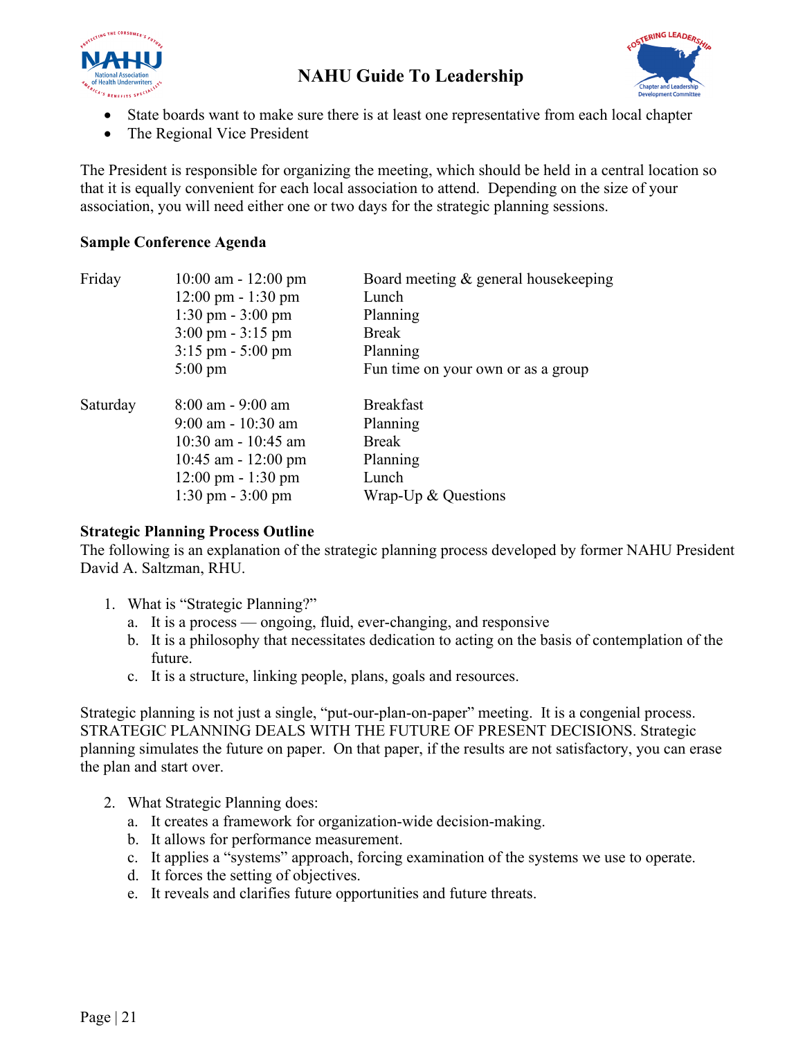- State boards want to make sure there is at least one representative from each local chapter
- The Regional Vice President

The President is responsible for organizing the meeting, which should be held in a central location so that it is equally convenient for each local association to attend. Depending on the size of your association, you will need either one or two days for the strategic planning sessions.

**Sample Conference Agenda**

| | | |
|---|---|---|
| Friday | 10:00 am - 12:00 pm | Board meeting & general housekeeping |
| | 12:00 pm - 1:30 pm | Lunch |
| | 1:30 pm - 3:00 pm | Planning |
| | 3:00 pm - 3:15 pm | Break |
| | 3:15 pm - 5:00 pm | Planning |
| | 5:00 pm | Fun time on your own or as a group |
| Saturday | 8:00 am - 9:00 am | Breakfast |
| | 9:00 am - 10:30 am | Planning |
| | 10:30 am - 10:45 am | Break |
| | 10:45 am - 12:00 pm | Planning |
| | 12:00 pm - 1:30 pm | Lunch |
| | 1:30 pm - 3:00 pm | Wrap-Up & Questions |

**Strategic Planning Process Outline**

The following is an explanation of the strategic planning process developed by former NAHU President David A. Saltzman, RHU.

1. What is "Strategic Planning?"
   a. It is a process — ongoing, fluid, ever-changing, and responsive
   b. It is a philosophy that necessitates dedication to acting on the basis of contemplation of the future.
   c. It is a structure, linking people, plans, goals and resources.

Strategic planning is not just a single, "put-our-plan-on-paper" meeting. It is a congenial process. STRATEGIC PLANNING DEALS WITH THE FUTURE OF PRESENT DECISIONS. Strategic planning simulates the future on paper. On that paper, if the results are not satisfactory, you can erase the plan and start over.

2. What Strategic Planning does:
   a. It creates a framework for organization-wide decision-making.
   b. It allows for performance measurement.
   c. It applies a "systems" approach, forcing examination of the systems we use to operate.
   d. It forces the setting of objectives.
   e. It reveals and clarifies future opportunities and future threats.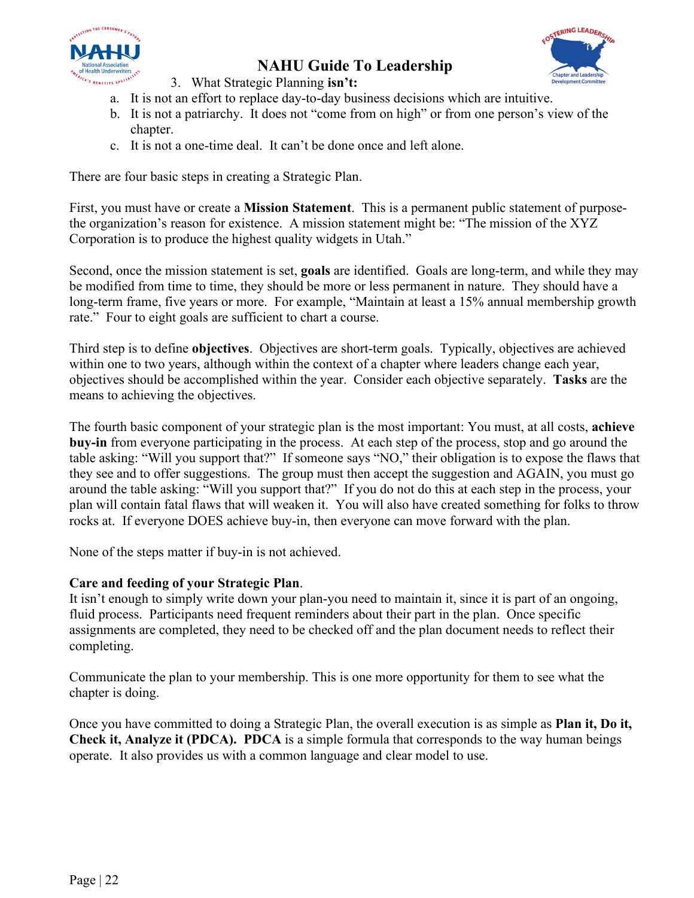3. What Strategic Planning **isn't:**
   a. It is not an effort to replace day-to-day business decisions which are intuitive.
   b. It is not a patriarchy. It does not "come from on high" or from one person's view of the chapter.
   c. It is not a one-time deal. It can't be done once and left alone.

There are four basic steps in creating a Strategic Plan.

First, you must have or create a **Mission Statement**. This is a permanent public statement of purpose-the organization's reason for existence. A mission statement might be: "The mission of the XYZ Corporation is to produce the highest quality widgets in Utah."

Second, once the mission statement is set, **goals** are identified. Goals are long-term, and while they may be modified from time to time, they should be more or less permanent in nature. They should have a long-term frame, five years or more. For example, "Maintain at least a 15% annual membership growth rate." Four to eight goals are sufficient to chart a course.

Third step is to define **objectives**. Objectives are short-term goals. Typically, objectives are achieved within one to two years, although within the context of a chapter where leaders change each year, objectives should be accomplished within the year. Consider each objective separately. **Tasks** are the means to achieving the objectives.

The fourth basic component of your strategic plan is the most important: You must, at all costs, **achieve buy-in** from everyone participating in the process. At each step of the process, stop and go around the table asking: "Will you support that?" If someone says "NO," their obligation is to expose the flaws that they see and to offer suggestions. The group must then accept the suggestion and AGAIN, you must go around the table asking: "Will you support that?" If you do not do this at each step in the process, your plan will contain fatal flaws that will weaken it. You will also have created something for folks to throw rocks at. If everyone DOES achieve buy-in, then everyone can move forward with the plan.

None of the steps matter if buy-in is not achieved.

**Care and feeding of your Strategic Plan**.
It isn't enough to simply write down your plan-you need to maintain it, since it is part of an ongoing, fluid process. Participants need frequent reminders about their part in the plan. Once specific assignments are completed, they need to be checked off and the plan document needs to reflect their completing.

Communicate the plan to your membership. This is one more opportunity for them to see what the chapter is doing.

Once you have committed to doing a Strategic Plan, the overall execution is as simple as **Plan it, Do it, Check it, Analyze it (PDCA). PDCA** is a simple formula that corresponds to the way human beings operate. It also provides us with a common language and clear model to use.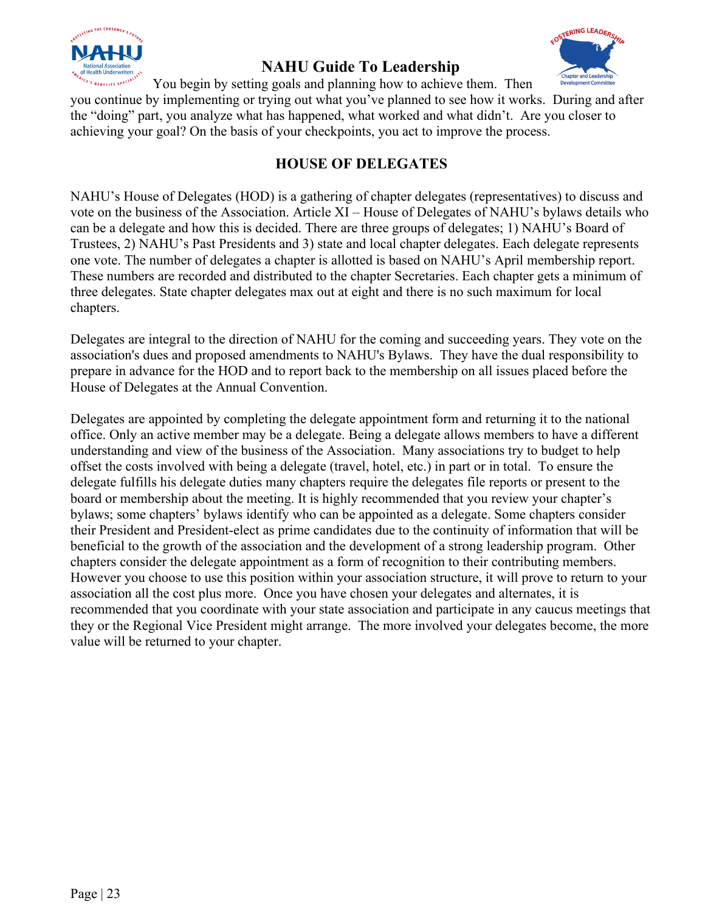You begin by setting goals and planning how to achieve them. Then you continue by implementing or trying out what you've planned to see how it works. During and after the "doing" part, you analyze what has happened, what worked and what didn't. Are you closer to achieving your goal? On the basis of your checkpoints, you act to improve the process.

## HOUSE OF DELEGATES

NAHU's House of Delegates (HOD) is a gathering of chapter delegates (representatives) to discuss and vote on the business of the Association. Article XI – House of Delegates of NAHU's bylaws details who can be a delegate and how this is decided. There are three groups of delegates; 1) NAHU's Board of Trustees, 2) NAHU's Past Presidents and 3) state and local chapter delegates. Each delegate represents one vote. The number of delegates a chapter is allotted is based on NAHU's April membership report. These numbers are recorded and distributed to the chapter Secretaries. Each chapter gets a minimum of three delegates. State chapter delegates max out at eight and there is no such maximum for local chapters.

Delegates are integral to the direction of NAHU for the coming and succeeding years. They vote on the association's dues and proposed amendments to NAHU's Bylaws. They have the dual responsibility to prepare in advance for the HOD and to report back to the membership on all issues placed before the House of Delegates at the Annual Convention.

Delegates are appointed by completing the delegate appointment form and returning it to the national office. Only an active member may be a delegate. Being a delegate allows members to have a different understanding and view of the business of the Association. Many associations try to budget to help offset the costs involved with being a delegate (travel, hotel, etc.) in part or in total. To ensure the delegate fulfills his delegate duties many chapters require the delegates file reports or present to the board or membership about the meeting. It is highly recommended that you review your chapter's bylaws; some chapters' bylaws identify who can be appointed as a delegate. Some chapters consider their President and President-elect as prime candidates due to the continuity of information that will be beneficial to the growth of the association and the development of a strong leadership program. Other chapters consider the delegate appointment as a form of recognition to their contributing members. However you choose to use this position within your association structure, it will prove to return to your association all the cost plus more. Once you have chosen your delegates and alternates, it is recommended that you coordinate with your state association and participate in any caucus meetings that they or the Regional Vice President might arrange. The more involved your delegates become, the more value will be returned to your chapter.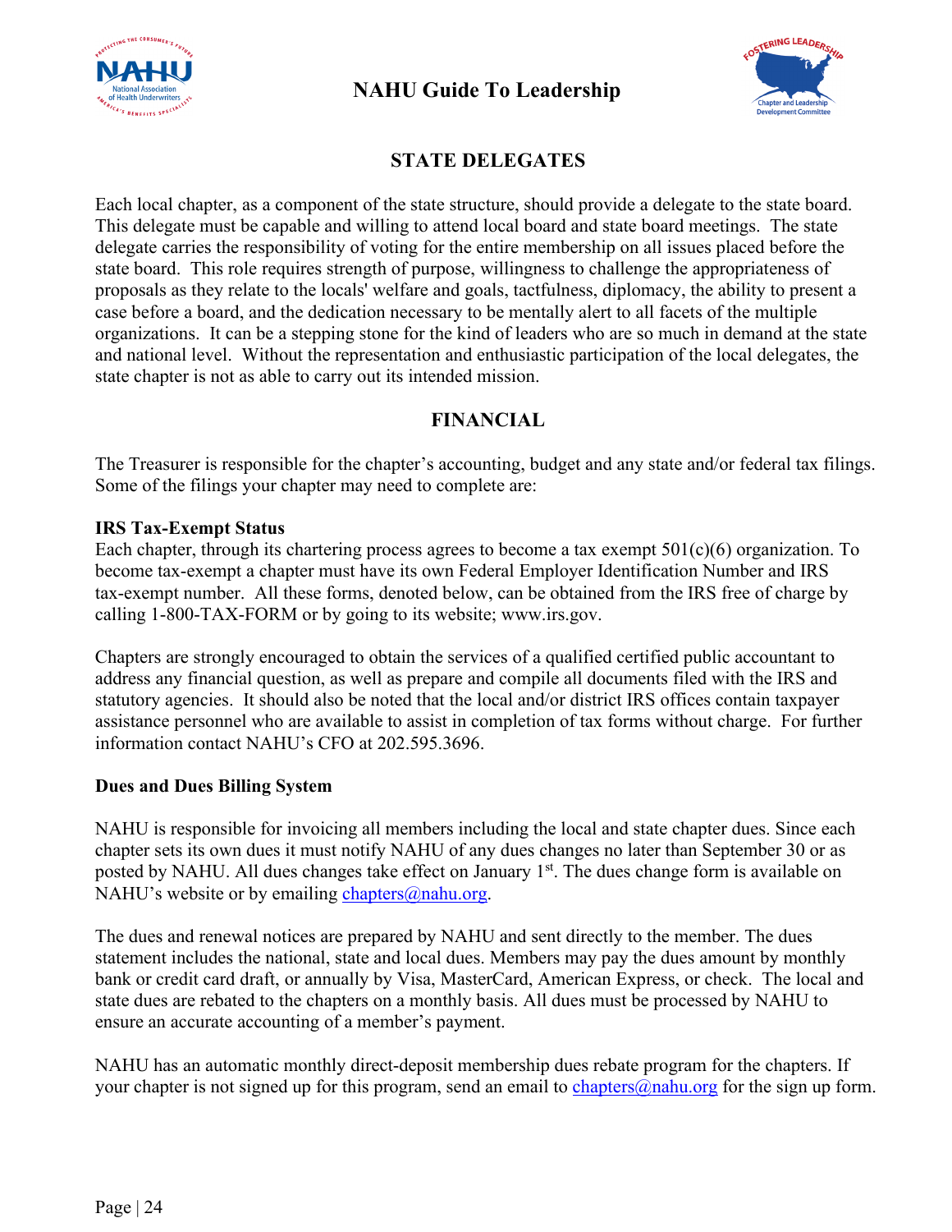## STATE DELEGATES

Each local chapter, as a component of the state structure, should provide a delegate to the state board. This delegate must be capable and willing to attend local board and state board meetings. The state delegate carries the responsibility of voting for the entire membership on all issues placed before the state board. This role requires strength of purpose, willingness to challenge the appropriateness of proposals as they relate to the locals' welfare and goals, tactfulness, diplomacy, the ability to present a case before a board, and the dedication necessary to be mentally alert to all facets of the multiple organizations. It can be a stepping stone for the kind of leaders who are so much in demand at the state and national level. Without the representation and enthusiastic participation of the local delegates, the state chapter is not as able to carry out its intended mission.

## FINANCIAL

The Treasurer is responsible for the chapter's accounting, budget and any state and/or federal tax filings. Some of the filings your chapter may need to complete are:

**IRS Tax-Exempt Status**

Each chapter, through its chartering process agrees to become a tax exempt 501(c)(6) organization. To become tax-exempt a chapter must have its own Federal Employer Identification Number and IRS tax-exempt number. All these forms, denoted below, can be obtained from the IRS free of charge by calling 1-800-TAX-FORM or by going to its website; www.irs.gov.

Chapters are strongly encouraged to obtain the services of a qualified certified public accountant to address any financial question, as well as prepare and compile all documents filed with the IRS and statutory agencies. It should also be noted that the local and/or district IRS offices contain taxpayer assistance personnel who are available to assist in completion of tax forms without charge. For further information contact NAHU's CFO at 202.595.3696.

**Dues and Dues Billing System**

NAHU is responsible for invoicing all members including the local and state chapter dues. Since each chapter sets its own dues it must notify NAHU of any dues changes no later than September 30 or as posted by NAHU. All dues changes take effect on January 1st. The dues change form is available on NAHU's website or by emailing chapters@nahu.org.

The dues and renewal notices are prepared by NAHU and sent directly to the member. The dues statement includes the national, state and local dues. Members may pay the dues amount by monthly bank or credit card draft, or annually by Visa, MasterCard, American Express, or check. The local and state dues are rebated to the chapters on a monthly basis. All dues must be processed by NAHU to ensure an accurate accounting of a member's payment.

NAHU has an automatic monthly direct-deposit membership dues rebate program for the chapters. If your chapter is not signed up for this program, send an email to chapters@nahu.org for the sign up form.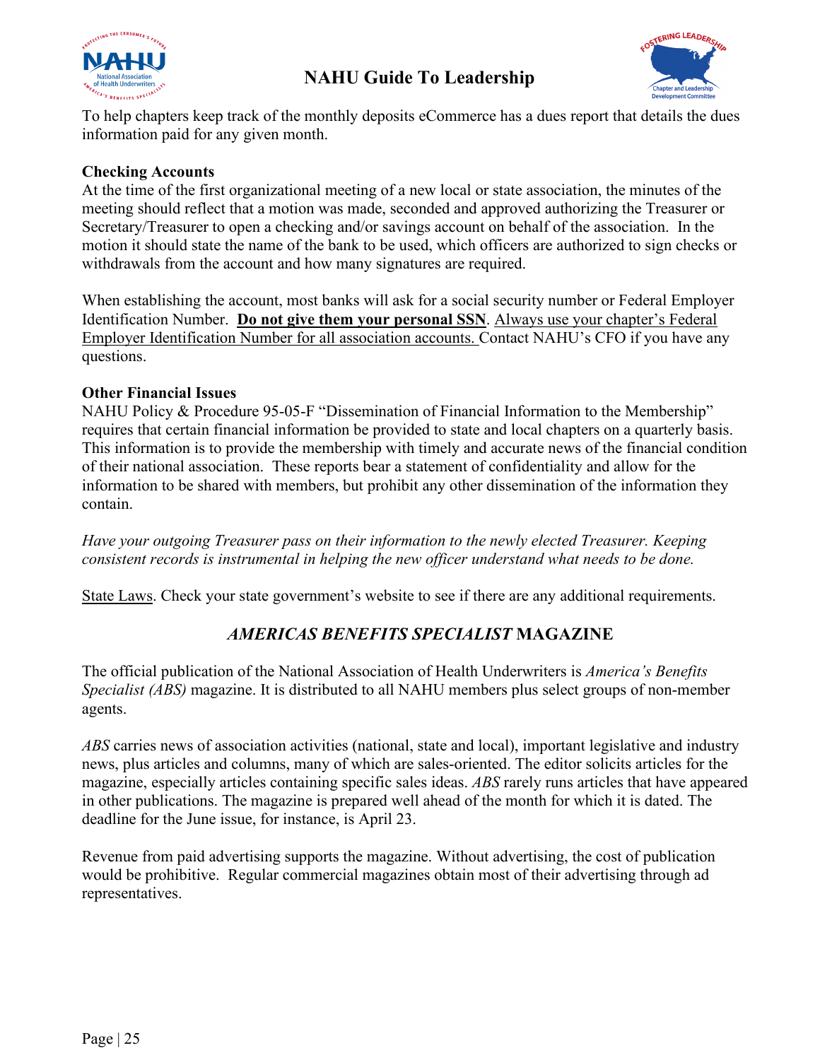To help chapters keep track of the monthly deposits eCommerce has a dues report that details the dues information paid for any given month.

**Checking Accounts**

At the time of the first organizational meeting of a new local or state association, the minutes of the meeting should reflect that a motion was made, seconded and approved authorizing the Treasurer or Secretary/Treasurer to open a checking and/or savings account on behalf of the association. In the motion it should state the name of the bank to be used, which officers are authorized to sign checks or withdrawals from the account and how many signatures are required.

When establishing the account, most banks will ask for a social security number or Federal Employer Identification Number. **Do not give them your personal SSN**. Always use your chapter's Federal Employer Identification Number for all association accounts. Contact NAHU's CFO if you have any questions.

**Other Financial Issues**

NAHU Policy & Procedure 95-05-F "Dissemination of Financial Information to the Membership" requires that certain financial information be provided to state and local chapters on a quarterly basis. This information is to provide the membership with timely and accurate news of the financial condition of their national association. These reports bear a statement of confidentiality and allow for the information to be shared with members, but prohibit any other dissemination of the information they contain.

*Have your outgoing Treasurer pass on their information to the newly elected Treasurer. Keeping consistent records is instrumental in helping the new officer understand what needs to be done.*

State Laws. Check your state government's website to see if there are any additional requirements.

## *AMERICAS BENEFITS SPECIALIST* MAGAZINE

The official publication of the National Association of Health Underwriters is *America's Benefits Specialist (ABS)* magazine. It is distributed to all NAHU members plus select groups of non-member agents.

*ABS* carries news of association activities (national, state and local), important legislative and industry news, plus articles and columns, many of which are sales-oriented. The editor solicits articles for the magazine, especially articles containing specific sales ideas. *ABS* rarely runs articles that have appeared in other publications. The magazine is prepared well ahead of the month for which it is dated. The deadline for the June issue, for instance, is April 23.

Revenue from paid advertising supports the magazine. Without advertising, the cost of publication would be prohibitive. Regular commercial magazines obtain most of their advertising through ad representatives.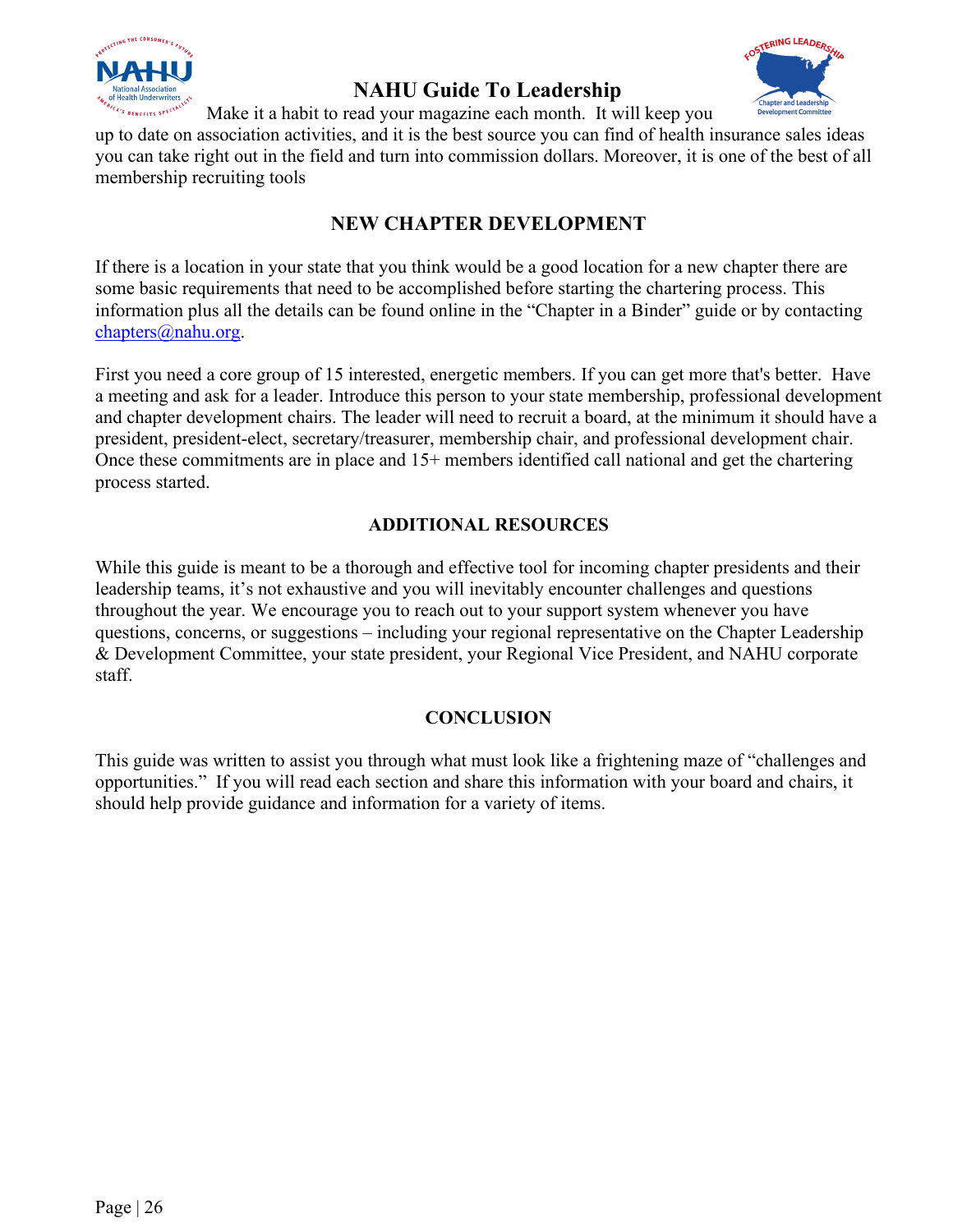Make it a habit to read your magazine each month. It will keep you up to date on association activities, and it is the best source you can find of health insurance sales ideas you can take right out in the field and turn into commission dollars. Moreover, it is one of the best of all membership recruiting tools

## NEW CHAPTER DEVELOPMENT

If there is a location in your state that you think would be a good location for a new chapter there are some basic requirements that need to be accomplished before starting the chartering process. This information plus all the details can be found online in the "Chapter in a Binder" guide or by contacting chapters@nahu.org.

First you need a core group of 15 interested, energetic members. If you can get more that's better. Have a meeting and ask for a leader. Introduce this person to your state membership, professional development and chapter development chairs. The leader will need to recruit a board, at the minimum it should have a president, president-elect, secretary/treasurer, membership chair, and professional development chair. Once these commitments are in place and 15+ members identified call national and get the chartering process started.

### ADDITIONAL RESOURCES

While this guide is meant to be a thorough and effective tool for incoming chapter presidents and their leadership teams, it's not exhaustive and you will inevitably encounter challenges and questions throughout the year. We encourage you to reach out to your support system whenever you have questions, concerns, or suggestions – including your regional representative on the Chapter Leadership & Development Committee, your state president, your Regional Vice President, and NAHU corporate staff.

### CONCLUSION

This guide was written to assist you through what must look like a frightening maze of "challenges and opportunities." If you will read each section and share this information with your board and chairs, it should help provide guidance and information for a variety of items.